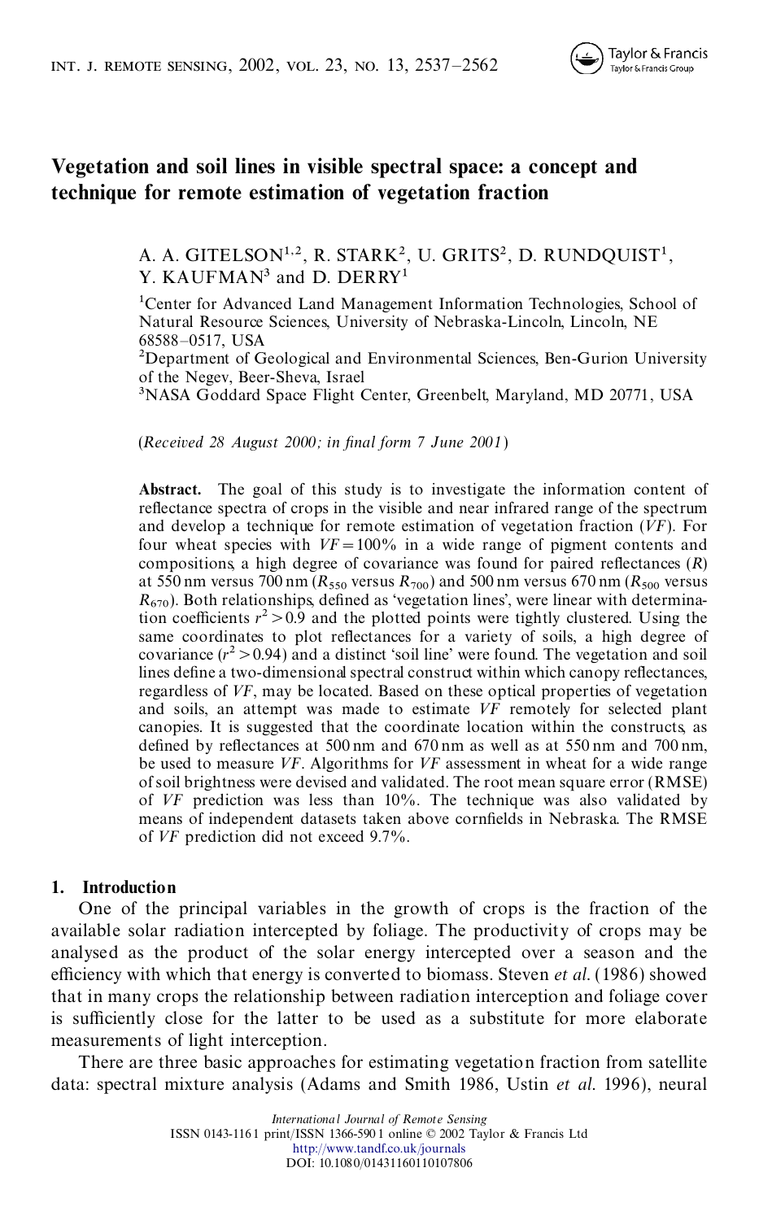# Vegetation and soil lines in visible spectral space: a concept and technique for remote estimation of vegetation fraction

A. A. GITELSON[1,2], R. STARK[2], U. GRITS[2], D. RUNDQUIST[1], Y. KAUFMAN[3] and D. DERRY[1]

[1]Center for Advanced Land Management Information Technologies, School of Natural Resource Sciences, University of Nebraska-Lincoln, Lincoln, NE 68588–0517, USA

[2]Department of Geological and Environmental Sciences, Ben-Gurion University of the Negev, Beer-Sheva, Israel

[3]NASA Goddard Space Flight Center, Greenbelt, Maryland, MD 20771, USA

(*Received 28 August 2000; in final form 7 June 2001*)

**Abstract.** The goal of this study is to investigate the information content of reflectance spectra of crops in the visible and near infrared range of the spectrum and develop a technique for remote estimation of vegetation fraction ($VF$). For four wheat species with $VF = 100\%$ in a wide range of pigment contents and compositions, a high degree of covariance was found for paired reflectances ($R$) at 550 nm versus 700 nm ($R_{550}$ versus $R_{700}$) and 500 nm versus 670 nm ($R_{500}$ versus $R_{670}$). Both relationships, defined as 'vegetation lines', were linear with determination coefficients $r^2 > 0.9$ and the plotted points were tightly clustered. Using the same coordinates to plot reflectances for a variety of soils, a high degree of covariance ($r^2 > 0.94$) and a distinct 'soil line' were found. The vegetation and soil lines define a two-dimensional spectral construct within which canopy reflectances, regardless of $VF$, may be located. Based on these optical properties of vegetation and soils, an attempt was made to estimate $VF$ remotely for selected plant canopies. It is suggested that the coordinate location within the constructs, as defined by reflectances at 500 nm and 670 nm as well as at 550 nm and 700 nm, be used to measure $VF$. Algorithms for $VF$ assessment in wheat for a wide range of soil brightness were devised and validated. The root mean square error (RMSE) of $VF$ prediction was less than 10%. The technique was also validated by means of independent datasets taken above cornfields in Nebraska. The RMSE of $VF$ prediction did not exceed 9.7%.

## 1. Introduction

One of the principal variables in the growth of crops is the fraction of the available solar radiation intercepted by foliage. The productivity of crops may be analysed as the product of the solar energy intercepted over a season and the efficiency with which that energy is converted to biomass. Steven *et al.* (1986) showed that in many crops the relationship between radiation interception and foliage cover is sufficiently close for the latter to be used as a substitute for more elaborate measurements of light interception.

There are three basic approaches for estimating vegetation fraction from satellite data: spectral mixture analysis (Adams and Smith 1986, Ustin *et al.* 1996), neural

*International Journal of Remote Sensing*
ISSN 0143-1161 print/ISSN 1366-5901 online © 2002 Taylor & Francis Ltd
http://www.tandf.co.uk/journals
DOI: 10.1080/01431160110107806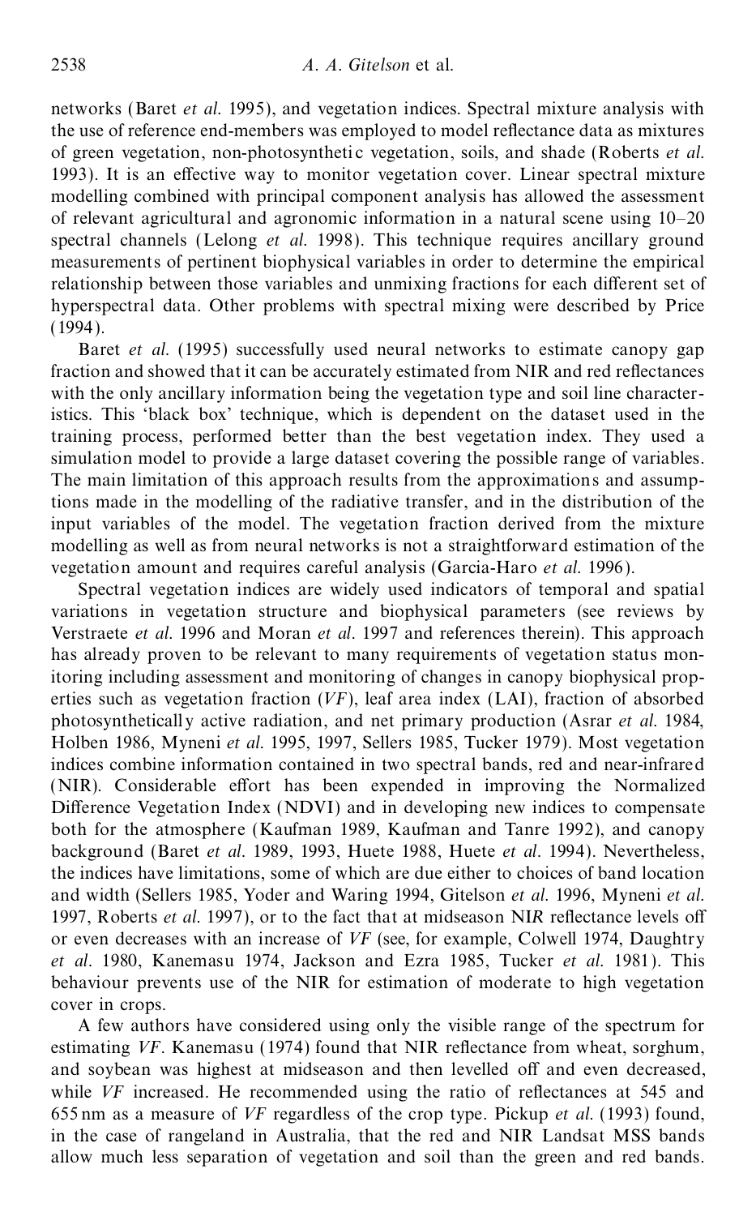networks (Baret *et al.* 1995), and vegetation indices. Spectral mixture analysis with the use of reference end-members was employed to model reflectance data as mixtures of green vegetation, non-photosynthetic vegetation, soils, and shade (Roberts *et al.* 1993). It is an effective way to monitor vegetation cover. Linear spectral mixture modelling combined with principal component analysis has allowed the assessment of relevant agricultural and agronomic information in a natural scene using 10–20 spectral channels (Lelong *et al.* 1998). This technique requires ancillary ground measurements of pertinent biophysical variables in order to determine the empirical relationship between those variables and unmixing fractions for each different set of hyperspectral data. Other problems with spectral mixing were described by Price (1994).

Baret *et al.* (1995) successfully used neural networks to estimate canopy gap fraction and showed that it can be accurately estimated from NIR and red reflectances with the only ancillary information being the vegetation type and soil line characteristics. This 'black box' technique, which is dependent on the dataset used in the training process, performed better than the best vegetation index. They used a simulation model to provide a large dataset covering the possible range of variables. The main limitation of this approach results from the approximations and assumptions made in the modelling of the radiative transfer, and in the distribution of the input variables of the model. The vegetation fraction derived from the mixture modelling as well as from neural networks is not a straightforward estimation of the vegetation amount and requires careful analysis (Garcia-Haro *et al.* 1996).

Spectral vegetation indices are widely used indicators of temporal and spatial variations in vegetation structure and biophysical parameters (see reviews by Verstraete *et al.* 1996 and Moran *et al.* 1997 and references therein). This approach has already proven to be relevant to many requirements of vegetation status monitoring including assessment and monitoring of changes in canopy biophysical properties such as vegetation fraction (*VF*), leaf area index (LAI), fraction of absorbed photosynthetically active radiation, and net primary production (Asrar *et al.* 1984, Holben 1986, Myneni *et al.* 1995, 1997, Sellers 1985, Tucker 1979). Most vegetation indices combine information contained in two spectral bands, red and near-infrared (NIR). Considerable effort has been expended in improving the Normalized Difference Vegetation Index (NDVI) and in developing new indices to compensate both for the atmosphere (Kaufman 1989, Kaufman and Tanre 1992), and canopy background (Baret *et al.* 1989, 1993, Huete 1988, Huete *et al.* 1994). Nevertheless, the indices have limitations, some of which are due either to choices of band location and width (Sellers 1985, Yoder and Waring 1994, Gitelson *et al.* 1996, Myneni *et al.* 1997, Roberts *et al.* 1997), or to the fact that at midseason NIR reflectance levels off or even decreases with an increase of *VF* (see, for example, Colwell 1974, Daughtry *et al.* 1980, Kanemasu 1974, Jackson and Ezra 1985, Tucker *et al.* 1981). This behaviour prevents use of the NIR for estimation of moderate to high vegetation cover in crops.

A few authors have considered using only the visible range of the spectrum for estimating *VF*. Kanemasu (1974) found that NIR reflectance from wheat, sorghum, and soybean was highest at midseason and then levelled off and even decreased, while *VF* increased. He recommended using the ratio of reflectances at 545 and 655 nm as a measure of *VF* regardless of the crop type. Pickup *et al.* (1993) found, in the case of rangeland in Australia, that the red and NIR Landsat MSS bands allow much less separation of vegetation and soil than the green and red bands.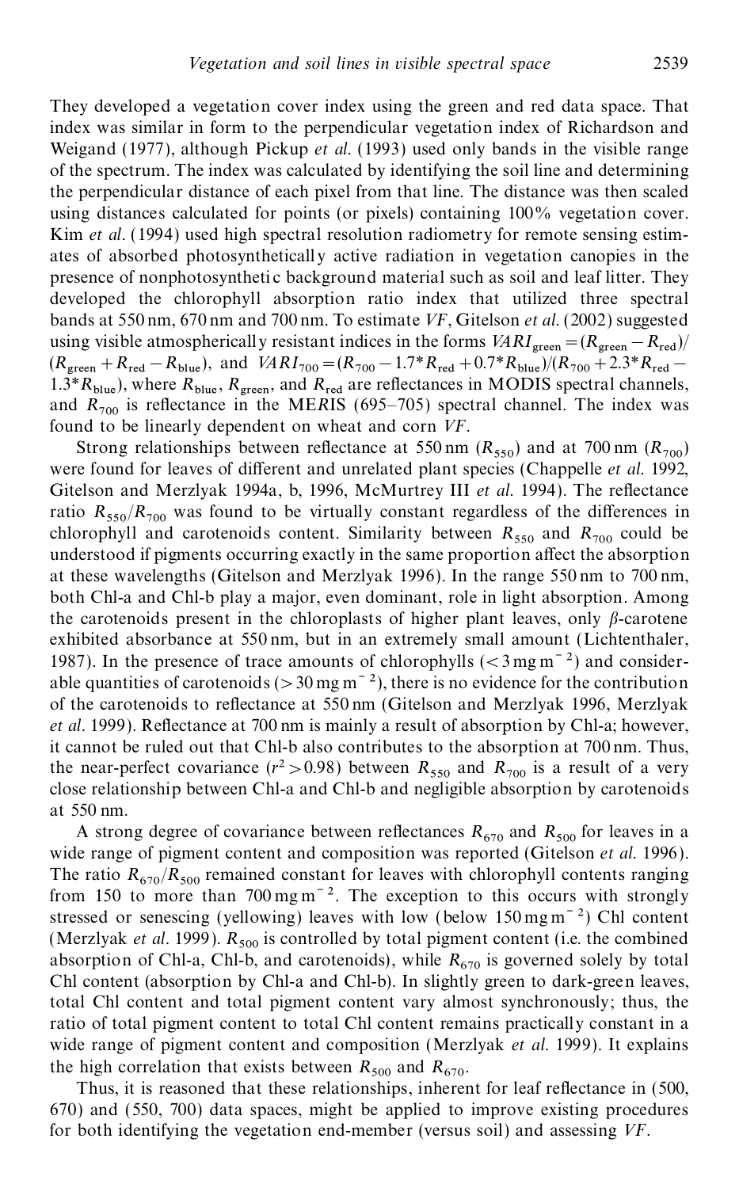They developed a vegetation cover index using the green and red data space. That index was similar in form to the perpendicular vegetation index of Richardson and Weigand (1977), although Pickup *et al.* (1993) used only bands in the visible range of the spectrum. The index was calculated by identifying the soil line and determining the perpendicular distance of each pixel from that line. The distance was then scaled using distances calculated for points (or pixels) containing 100% vegetation cover. Kim *et al.* (1994) used high spectral resolution radiometry for remote sensing estimates of absorbed photosynthetically active radiation in vegetation canopies in the presence of nonphotosynthetic background material such as soil and leaf litter. They developed the chlorophyll absorption ratio index that utilized three spectral bands at 550 nm, 670 nm and 700 nm. To estimate *VF*, Gitelson *et al.* (2002) suggested using visible atmospherically resistant indices in the forms $VARI_{green} = (R_{green} - R_{red})/(R_{green} + R_{red} - R_{blue})$, and $VARI_{700} = (R_{700} - 1.7^* R_{red} + 0.7^* R_{blue})/(R_{700} + 2.3^* R_{red} - 1.3^* R_{blue})$, where $R_{blue}$, $R_{green}$, and $R_{red}$ are reflectances in MODIS spectral channels, and $R_{700}$ is reflectance in the MERIS (695–705) spectral channel. The index was found to be linearly dependent on wheat and corn *VF*.

Strong relationships between reflectance at 550 nm ($R_{550}$) and at 700 nm ($R_{700}$) were found for leaves of different and unrelated plant species (Chappelle *et al.* 1992, Gitelson and Merzlyak 1994a, b, 1996, McMurtrey III *et al.* 1994). The reflectance ratio $R_{550}/R_{700}$ was found to be virtually constant regardless of the differences in chlorophyll and carotenoids content. Similarity between $R_{550}$ and $R_{700}$ could be understood if pigments occurring exactly in the same proportion affect the absorption at these wavelengths (Gitelson and Merzlyak 1996). In the range 550 nm to 700 nm, both Chl-a and Chl-b play a major, even dominant, role in light absorption. Among the carotenoids present in the chloroplasts of higher plant leaves, only $\beta$-carotene exhibited absorbance at 550 nm, but in an extremely small amount (Lichtenthaler, 1987). In the presence of trace amounts of chlorophylls ($< 3\,\mathrm{mg\,m^{-2}}$) and considerable quantities of carotenoids ($> 30\,\mathrm{mg\,m^{-2}}$), there is no evidence for the contribution of the carotenoids to reflectance at 550 nm (Gitelson and Merzlyak 1996, Merzlyak *et al.* 1999). Reflectance at 700 nm is mainly a result of absorption by Chl-a; however, it cannot be ruled out that Chl-b also contributes to the absorption at 700 nm. Thus, the near-perfect covariance ($r^2 > 0.98$) between $R_{550}$ and $R_{700}$ is a result of a very close relationship between Chl-a and Chl-b and negligible absorption by carotenoids at 550 nm.

A strong degree of covariance between reflectances $R_{670}$ and $R_{500}$ for leaves in a wide range of pigment content and composition was reported (Gitelson *et al.* 1996). The ratio $R_{670}/R_{500}$ remained constant for leaves with chlorophyll contents ranging from 150 to more than $700\,\mathrm{mg\,m^{-2}}$. The exception to this occurs with strongly stressed or senescing (yellowing) leaves with low (below $150\,\mathrm{mg\,m^{-2}}$) Chl content (Merzlyak *et al.* 1999). $R_{500}$ is controlled by total pigment content (i.e. the combined absorption of Chl-a, Chl-b, and carotenoids), while $R_{670}$ is governed solely by total Chl content (absorption by Chl-a and Chl-b). In slightly green to dark-green leaves, total Chl content and total pigment content vary almost synchronously; thus, the ratio of total pigment content to total Chl content remains practically constant in a wide range of pigment content and composition (Merzlyak *et al.* 1999). It explains the high correlation that exists between $R_{500}$ and $R_{670}$.

Thus, it is reasoned that these relationships, inherent for leaf reflectance in (500, 670) and (550, 700) data spaces, might be applied to improve existing procedures for both identifying the vegetation end-member (versus soil) and assessing *VF*.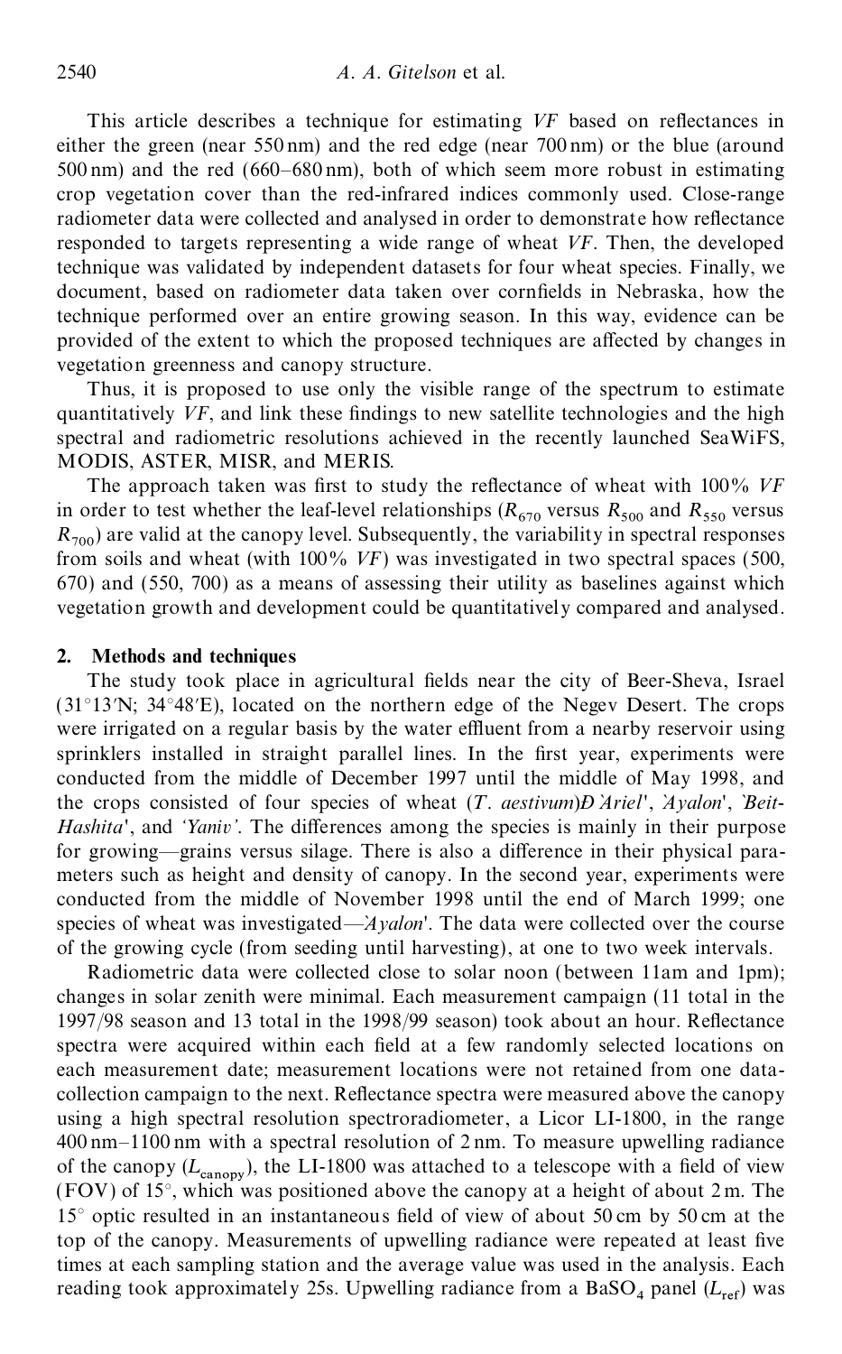This article describes a technique for estimating *VF* based on reflectances in either the green (near 550 nm) and the red edge (near 700 nm) or the blue (around 500 nm) and the red (660–680 nm), both of which seem more robust in estimating crop vegetation cover than the red-infrared indices commonly used. Close-range radiometer data were collected and analysed in order to demonstrate how reflectance responded to targets representing a wide range of wheat *VF*. Then, the developed technique was validated by independent datasets for four wheat species. Finally, we document, based on radiometer data taken over cornfields in Nebraska, how the technique performed over an entire growing season. In this way, evidence can be provided of the extent to which the proposed techniques are affected by changes in vegetation greenness and canopy structure.

Thus, it is proposed to use only the visible range of the spectrum to estimate quantitatively *VF*, and link these findings to new satellite technologies and the high spectral and radiometric resolutions achieved in the recently launched SeaWiFS, MODIS, ASTER, MISR, and MERIS.

The approach taken was first to study the reflectance of wheat with 100% *VF* in order to test whether the leaf-level relationships ($R_{670}$ versus $R_{500}$ and $R_{550}$ versus $R_{700}$) are valid at the canopy level. Subsequently, the variability in spectral responses from soils and wheat (with 100% *VF*) was investigated in two spectral spaces (500, 670) and (550, 700) as a means of assessing their utility as baselines against which vegetation growth and development could be quantitatively compared and analysed.

## 2. Methods and techniques

The study took place in agricultural fields near the city of Beer-Sheva, Israel (31°13′N; 34°48′E), located on the northern edge of the Negev Desert. The crops were irrigated on a regular basis by the water effluent from a nearby reservoir using sprinklers installed in straight parallel lines. In the first year, experiments were conducted from the middle of December 1997 until the middle of May 1998, and the crops consisted of four species of wheat (*T. aestivum*)—'*Ariel*', '*Ayalon*', '*Beit-Hashita*', and '*Yaniv*'. The differences among the species is mainly in their purpose for growing—grains versus silage. There is also a difference in their physical parameters such as height and density of canopy. In the second year, experiments were conducted from the middle of November 1998 until the end of March 1999; one species of wheat was investigated—'*Ayalon*'. The data were collected over the course of the growing cycle (from seeding until harvesting), at one to two week intervals.

Radiometric data were collected close to solar noon (between 11am and 1pm); changes in solar zenith were minimal. Each measurement campaign (11 total in the 1997/98 season and 13 total in the 1998/99 season) took about an hour. Reflectance spectra were acquired within each field at a few randomly selected locations on each measurement date; measurement locations were not retained from one data-collection campaign to the next. Reflectance spectra were measured above the canopy using a high spectral resolution spectroradiometer, a Licor LI-1800, in the range 400 nm–1100 nm with a spectral resolution of 2 nm. To measure upwelling radiance of the canopy ($L_{canopy}$), the LI-1800 was attached to a telescope with a field of view (FOV) of 15°, which was positioned above the canopy at a height of about 2 m. The 15° optic resulted in an instantaneous field of view of about 50 cm by 50 cm at the top of the canopy. Measurements of upwelling radiance were repeated at least five times at each sampling station and the average value was used in the analysis. Each reading took approximately 25s. Upwelling radiance from a $BaSO_4$ panel ($L_{ref}$) was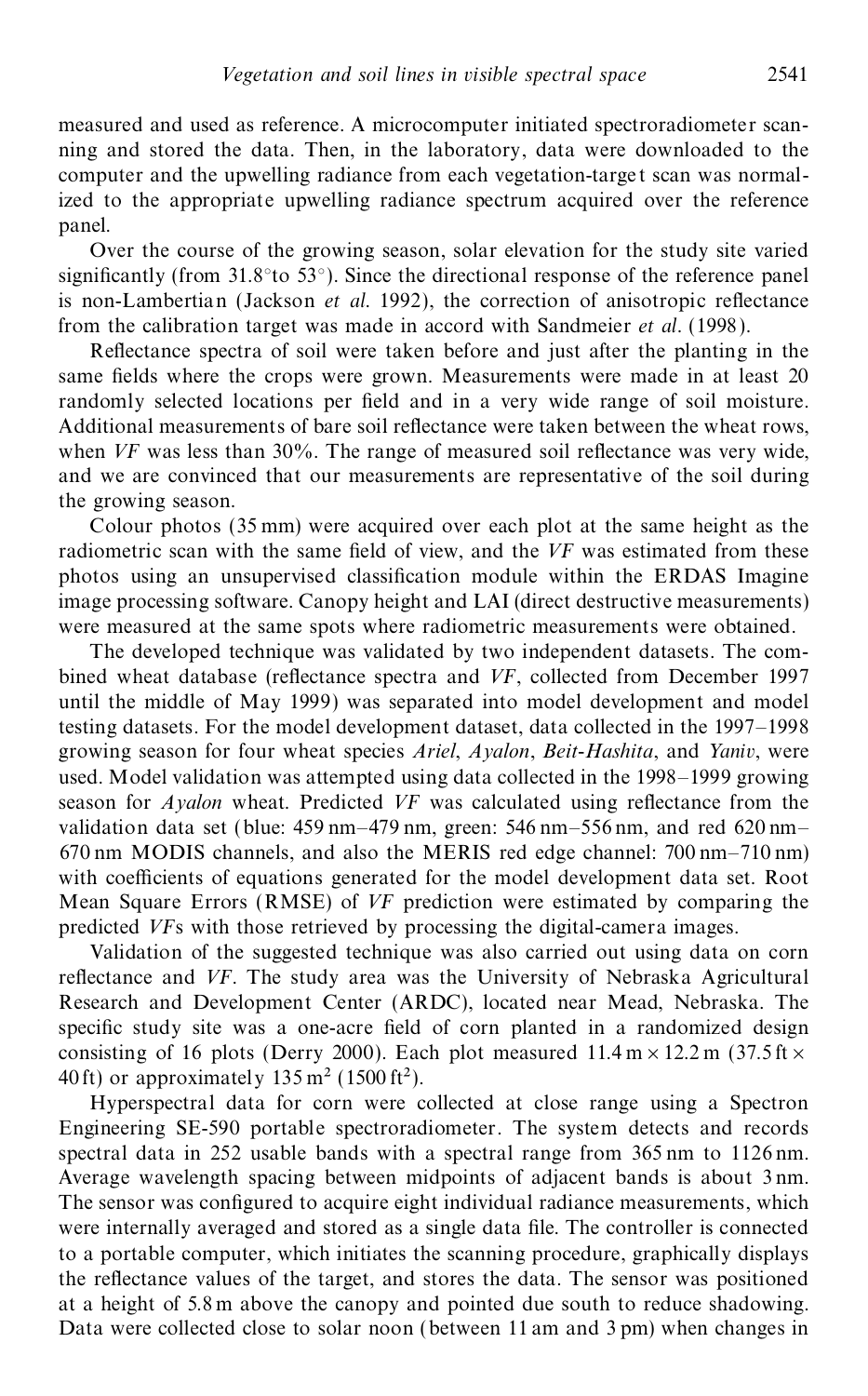measured and used as reference. A microcomputer initiated spectroradiometer scanning and stored the data. Then, in the laboratory, data were downloaded to the computer and the upwelling radiance from each vegetation-target scan was normalized to the appropriate upwelling radiance spectrum acquired over the reference panel.

Over the course of the growing season, solar elevation for the study site varied significantly (from 31.8° to 53°). Since the directional response of the reference panel is non-Lambertian (Jackson *et al.* 1992), the correction of anisotropic reflectance from the calibration target was made in accord with Sandmeier *et al.* (1998).

Reflectance spectra of soil were taken before and just after the planting in the same fields where the crops were grown. Measurements were made in at least 20 randomly selected locations per field and in a very wide range of soil moisture. Additional measurements of bare soil reflectance were taken between the wheat rows, when *VF* was less than 30%. The range of measured soil reflectance was very wide, and we are convinced that our measurements are representative of the soil during the growing season.

Colour photos (35 mm) were acquired over each plot at the same height as the radiometric scan with the same field of view, and the *VF* was estimated from these photos using an unsupervised classification module within the ERDAS Imagine image processing software. Canopy height and LAI (direct destructive measurements) were measured at the same spots where radiometric measurements were obtained.

The developed technique was validated by two independent datasets. The combined wheat database (reflectance spectra and *VF*, collected from December 1997 until the middle of May 1999) was separated into model development and model testing datasets. For the model development dataset, data collected in the 1997–1998 growing season for four wheat species *Ariel*, *Ayalon*, *Beit-Hashita*, and *Yaniv*, were used. Model validation was attempted using data collected in the 1998–1999 growing season for *Ayalon* wheat. Predicted *VF* was calculated using reflectance from the validation data set (blue: 459 nm–479 nm, green: 546 nm–556 nm, and red 620 nm–670 nm MODIS channels, and also the MERIS red edge channel: 700 nm–710 nm) with coefficients of equations generated for the model development data set. Root Mean Square Errors (RMSE) of *VF* prediction were estimated by comparing the predicted *VF*s with those retrieved by processing the digital-camera images.

Validation of the suggested technique was also carried out using data on corn reflectance and *VF*. The study area was the University of Nebraska Agricultural Research and Development Center (ARDC), located near Mead, Nebraska. The specific study site was a one-acre field of corn planted in a randomized design consisting of 16 plots (Derry 2000). Each plot measured $11.4\,\mathrm{m} \times 12.2\,\mathrm{m}$ ($37.5\,\mathrm{ft} \times 40\,\mathrm{ft}$) or approximately $135\,\mathrm{m}^2$ ($1500\,\mathrm{ft}^2$).

Hyperspectral data for corn were collected at close range using a Spectron Engineering SE-590 portable spectroradiometer. The system detects and records spectral data in 252 usable bands with a spectral range from 365 nm to 1126 nm. Average wavelength spacing between midpoints of adjacent bands is about 3 nm. The sensor was configured to acquire eight individual radiance measurements, which were internally averaged and stored as a single data file. The controller is connected to a portable computer, which initiates the scanning procedure, graphically displays the reflectance values of the target, and stores the data. The sensor was positioned at a height of 5.8 m above the canopy and pointed due south to reduce shadowing. Data were collected close to solar noon (between 11 am and 3 pm) when changes in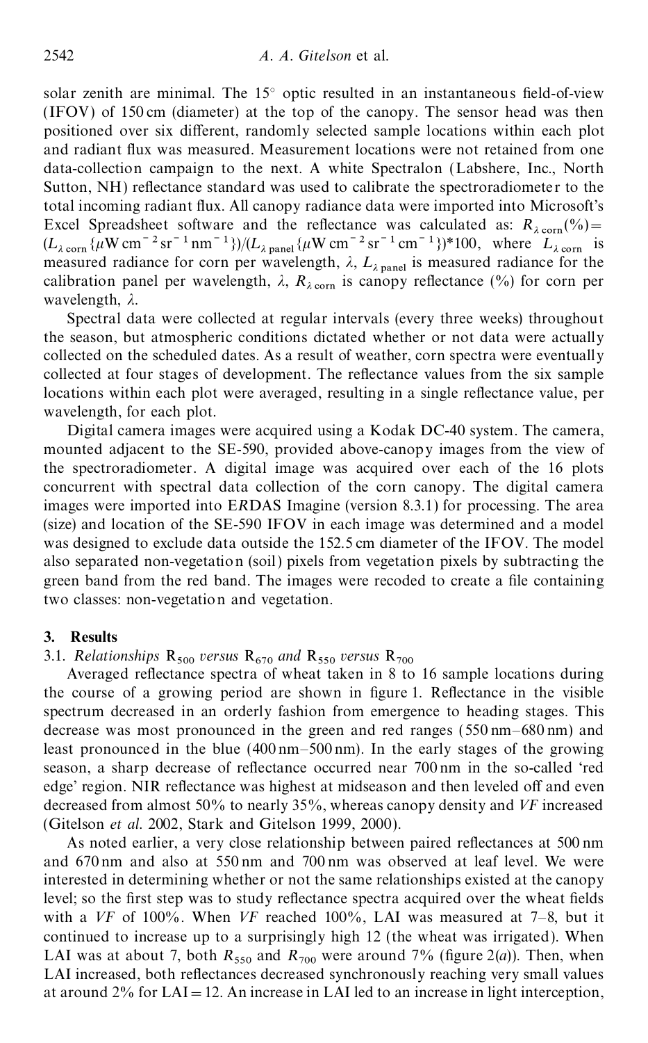solar zenith are minimal. The 15° optic resulted in an instantaneous field-of-view (IFOV) of 150 cm (diameter) at the top of the canopy. The sensor head was then positioned over six different, randomly selected sample locations within each plot and radiant flux was measured. Measurement locations were not retained from one data-collection campaign to the next. A white Spectralon (Labshere, Inc., North Sutton, NH) reflectance standard was used to calibrate the spectroradiometer to the total incoming radiant flux. All canopy radiance data were imported into Microsoft's Excel Spreadsheet software and the reflectance was calculated as: $R_{\lambda\,\mathrm{corn}}(\%) = (L_{\lambda\,\mathrm{corn}}\{\mu\mathrm{W\,cm^{-2}\,sr^{-1}\,nm^{-1}}\})/(L_{\lambda\,\mathrm{panel}}\{\mu\mathrm{W\,cm^{-2}\,sr^{-1}\,cm^{-1}}\})*100$, where $L_{\lambda\,\mathrm{corn}}$ is measured radiance for corn per wavelength, $\lambda$, $L_{\lambda\,\mathrm{panel}}$ is measured radiance for the calibration panel per wavelength, $\lambda$, $R_{\lambda\,\mathrm{corn}}$ is canopy reflectance (%) for corn per wavelength, $\lambda$.

Spectral data were collected at regular intervals (every three weeks) throughout the season, but atmospheric conditions dictated whether or not data were actually collected on the scheduled dates. As a result of weather, corn spectra were eventually collected at four stages of development. The reflectance values from the six sample locations within each plot were averaged, resulting in a single reflectance value, per wavelength, for each plot.

Digital camera images were acquired using a Kodak DC-40 system. The camera, mounted adjacent to the SE-590, provided above-canopy images from the view of the spectroradiometer. A digital image was acquired over each of the 16 plots concurrent with spectral data collection of the corn canopy. The digital camera images were imported into ERDAS Imagine (version 8.3.1) for processing. The area (size) and location of the SE-590 IFOV in each image was determined and a model was designed to exclude data outside the 152.5 cm diameter of the IFOV. The model also separated non-vegetation (soil) pixels from vegetation pixels by subtracting the green band from the red band. The images were recoded to create a file containing two classes: non-vegetation and vegetation.

## 3. Results

### 3.1. *Relationships* $R_{500}$ *versus* $R_{670}$ *and* $R_{550}$ *versus* $R_{700}$

Averaged reflectance spectra of wheat taken in 8 to 16 sample locations during the course of a growing period are shown in figure 1. Reflectance in the visible spectrum decreased in an orderly fashion from emergence to heading stages. This decrease was most pronounced in the green and red ranges (550 nm–680 nm) and least pronounced in the blue (400 nm–500 nm). In the early stages of the growing season, a sharp decrease of reflectance occurred near 700 nm in the so-called 'red edge' region. NIR reflectance was highest at midseason and then leveled off and even decreased from almost 50% to nearly 35%, whereas canopy density and *VF* increased (Gitelson *et al.* 2002, Stark and Gitelson 1999, 2000).

As noted earlier, a very close relationship between paired reflectances at 500 nm and 670 nm and also at 550 nm and 700 nm was observed at leaf level. We were interested in determining whether or not the same relationships existed at the canopy level; so the first step was to study reflectance spectra acquired over the wheat fields with a *VF* of 100%. When *VF* reached 100%, LAI was measured at 7–8, but it continued to increase up to a surprisingly high 12 (the wheat was irrigated). When LAI was at about 7, both $R_{550}$ and $R_{700}$ were around 7% (figure 2(*a*)). Then, when LAI increased, both reflectances decreased synchronously reaching very small values at around 2% for LAI = 12. An increase in LAI led to an increase in light interception,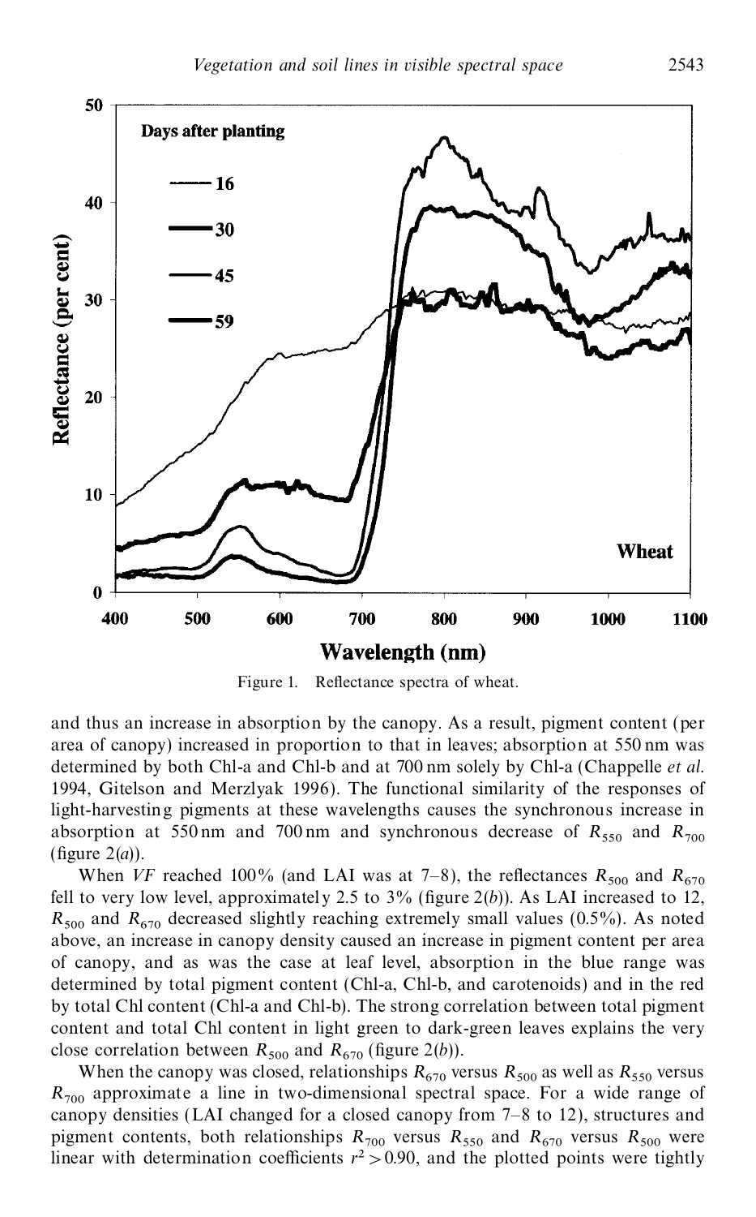Figure 1. Reflectance spectra of wheat.

and thus an increase in absorption by the canopy. As a result, pigment content (per area of canopy) increased in proportion to that in leaves; absorption at 550 nm was determined by both Chl-a and Chl-b and at 700 nm solely by Chl-a (Chappelle *et al.* 1994, Gitelson and Merzlyak 1996). The functional similarity of the responses of light-harvesting pigments at these wavelengths causes the synchronous increase in absorption at 550 nm and 700 nm and synchronous decrease of $R_{550}$ and $R_{700}$ (figure 2(*a*)).

When *VF* reached 100% (and LAI was at 7–8), the reflectances $R_{500}$ and $R_{670}$ fell to very low level, approximately 2.5 to 3% (figure 2(*b*)). As LAI increased to 12, $R_{500}$ and $R_{670}$ decreased slightly reaching extremely small values (0.5%). As noted above, an increase in canopy density caused an increase in pigment content per area of canopy, and as was the case at leaf level, absorption in the blue range was determined by total pigment content (Chl-a, Chl-b, and carotenoids) and in the red by total Chl content (Chl-a and Chl-b). The strong correlation between total pigment content and total Chl content in light green to dark-green leaves explains the very close correlation between $R_{500}$ and $R_{670}$ (figure 2(*b*)).

When the canopy was closed, relationships $R_{670}$ versus $R_{500}$ as well as $R_{550}$ versus $R_{700}$ approximate a line in two-dimensional spectral space. For a wide range of canopy densities (LAI changed for a closed canopy from 7–8 to 12), structures and pigment contents, both relationships $R_{700}$ versus $R_{550}$ and $R_{670}$ versus $R_{500}$ were linear with determination coefficients $r^2 > 0.90$, and the plotted points were tightly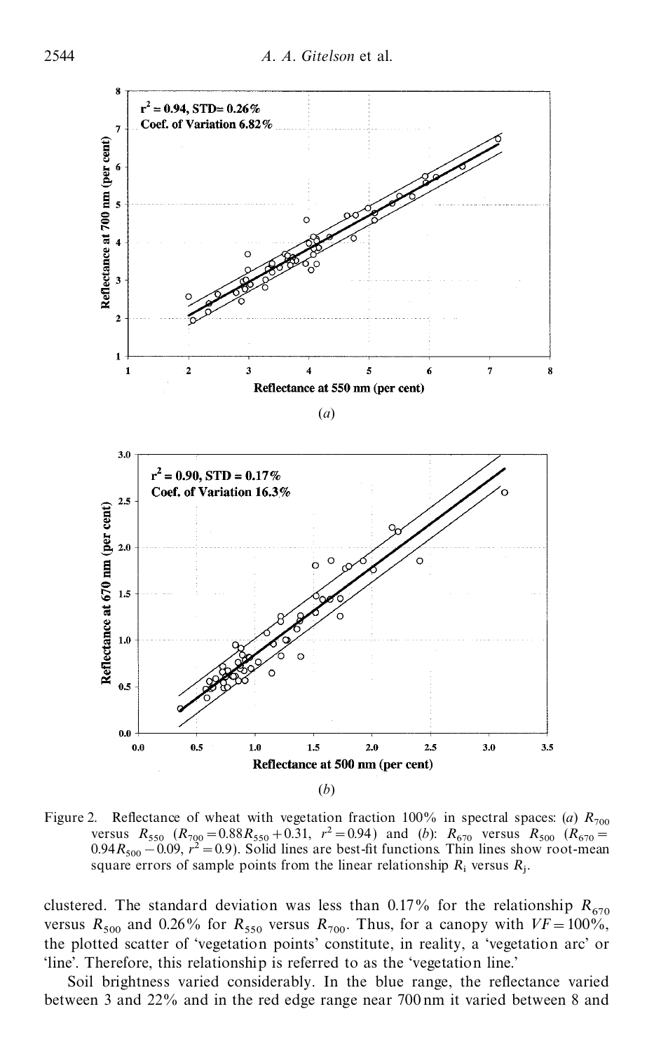Figure 2. Reflectance of wheat with vegetation fraction 100% in spectral spaces: (*a*) $R_{700}$ versus $R_{550}$ ($R_{700}=0.88R_{550}+0.31$, $r^2=0.94$) and (*b*): $R_{670}$ versus $R_{500}$ ($R_{670}=0.94R_{500}-0.09$, $r^2=0.9$). Solid lines are best-fit functions. Thin lines show root-mean square errors of sample points from the linear relationship $R_i$ versus $R_j$.

clustered. The standard deviation was less than 0.17% for the relationship $R_{670}$ versus $R_{500}$ and 0.26% for $R_{550}$ versus $R_{700}$. Thus, for a canopy with $VF=100\%$, the plotted scatter of 'vegetation points' constitute, in reality, a 'vegetation arc' or 'line'. Therefore, this relationship is referred to as the 'vegetation line.'

Soil brightness varied considerably. In the blue range, the reflectance varied between 3 and 22% and in the red edge range near 700 nm it varied between 8 and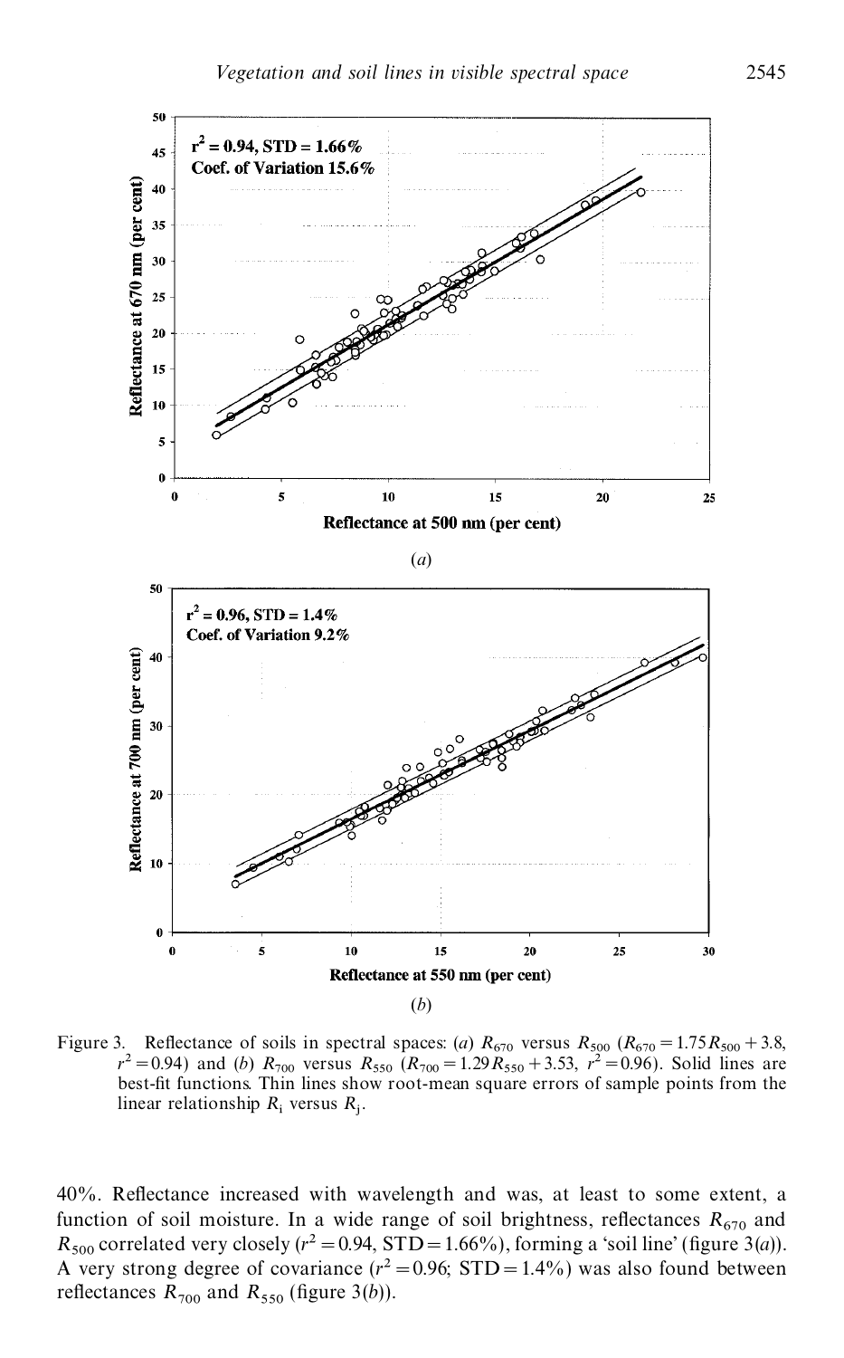Figure 3. Reflectance of soils in spectral spaces: (*a*) $R_{670}$ versus $R_{500}$ ($R_{670} = 1.75R_{500} + 3.8$, $r^2 = 0.94$) and (*b*) $R_{700}$ versus $R_{550}$ ($R_{700} = 1.29R_{550} + 3.53$, $r^2 = 0.96$). Solid lines are best-fit functions. Thin lines show root-mean square errors of sample points from the linear relationship $R_i$ versus $R_j$.

40%. Reflectance increased with wavelength and was, at least to some extent, a function of soil moisture. In a wide range of soil brightness, reflectances $R_{670}$ and $R_{500}$ correlated very closely ($r^2 = 0.94$, STD = 1.66%), forming a 'soil line' (figure 3(*a*)). A very strong degree of covariance ($r^2 = 0.96$; STD = 1.4%) was also found between reflectances $R_{700}$ and $R_{550}$ (figure 3(*b*)).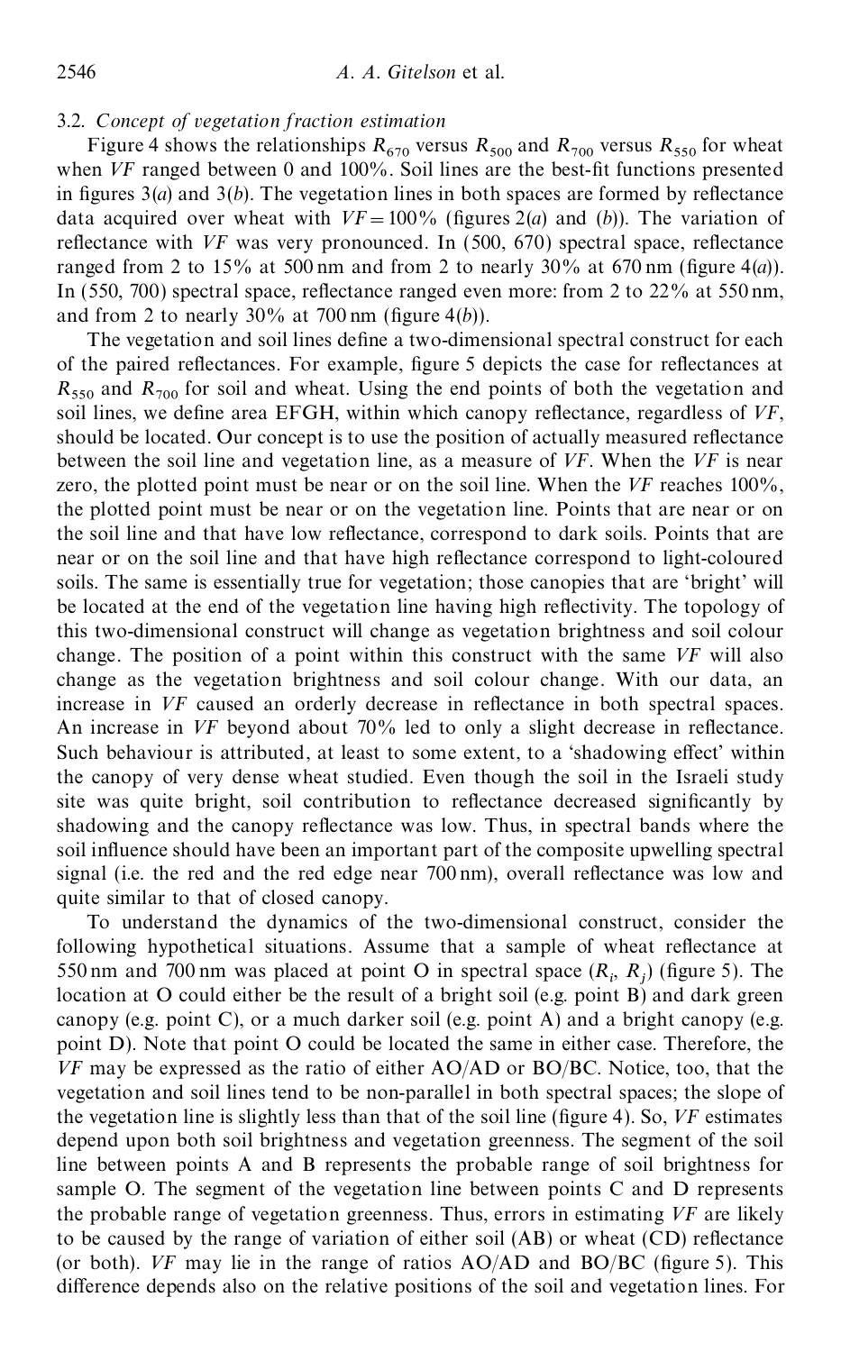### 3.2. *Concept of vegetation fraction estimation*

Figure 4 shows the relationships $R_{670}$ versus $R_{500}$ and $R_{700}$ versus $R_{550}$ for wheat when *VF* ranged between 0 and 100%. Soil lines are the best-fit functions presented in figures 3(*a*) and 3(*b*). The vegetation lines in both spaces are formed by reflectance data acquired over wheat with $VF = 100\%$ (figures 2(*a*) and (*b*)). The variation of reflectance with *VF* was very pronounced. In (500, 670) spectral space, reflectance ranged from 2 to 15% at 500 nm and from 2 to nearly 30% at 670 nm (figure 4(*a*)). In (550, 700) spectral space, reflectance ranged even more: from 2 to 22% at 550 nm, and from 2 to nearly 30% at 700 nm (figure 4(*b*)).

The vegetation and soil lines define a two-dimensional spectral construct for each of the paired reflectances. For example, figure 5 depicts the case for reflectances at $R_{550}$ and $R_{700}$ for soil and wheat. Using the end points of both the vegetation and soil lines, we define area EFGH, within which canopy reflectance, regardless of *VF*, should be located. Our concept is to use the position of actually measured reflectance between the soil line and vegetation line, as a measure of *VF*. When the *VF* is near zero, the plotted point must be near or on the soil line. When the *VF* reaches 100%, the plotted point must be near or on the vegetation line. Points that are near or on the soil line and that have low reflectance, correspond to dark soils. Points that are near or on the soil line and that have high reflectance correspond to light-coloured soils. The same is essentially true for vegetation; those canopies that are 'bright' will be located at the end of the vegetation line having high reflectivity. The topology of this two-dimensional construct will change as vegetation brightness and soil colour change. The position of a point within this construct with the same *VF* will also change as the vegetation brightness and soil colour change. With our data, an increase in *VF* caused an orderly decrease in reflectance in both spectral spaces. An increase in *VF* beyond about 70% led to only a slight decrease in reflectance. Such behaviour is attributed, at least to some extent, to a 'shadowing effect' within the canopy of very dense wheat studied. Even though the soil in the Israeli study site was quite bright, soil contribution to reflectance decreased significantly by shadowing and the canopy reflectance was low. Thus, in spectral bands where the soil influence should have been an important part of the composite upwelling spectral signal (i.e. the red and the red edge near 700 nm), overall reflectance was low and quite similar to that of closed canopy.

To understand the dynamics of the two-dimensional construct, consider the following hypothetical situations. Assume that a sample of wheat reflectance at 550 nm and 700 nm was placed at point O in spectral space ($R_i$, $R_j$) (figure 5). The location at O could either be the result of a bright soil (e.g. point B) and dark green canopy (e.g. point C), or a much darker soil (e.g. point A) and a bright canopy (e.g. point D). Note that point O could be located the same in either case. Therefore, the *VF* may be expressed as the ratio of either AO/AD or BO/BC. Notice, too, that the vegetation and soil lines tend to be non-parallel in both spectral spaces; the slope of the vegetation line is slightly less than that of the soil line (figure 4). So, *VF* estimates depend upon both soil brightness and vegetation greenness. The segment of the soil line between points A and B represents the probable range of soil brightness for sample O. The segment of the vegetation line between points C and D represents the probable range of vegetation greenness. Thus, errors in estimating *VF* are likely to be caused by the range of variation of either soil (AB) or wheat (CD) reflectance (or both). *VF* may lie in the range of ratios AO/AD and BO/BC (figure 5). This difference depends also on the relative positions of the soil and vegetation lines. For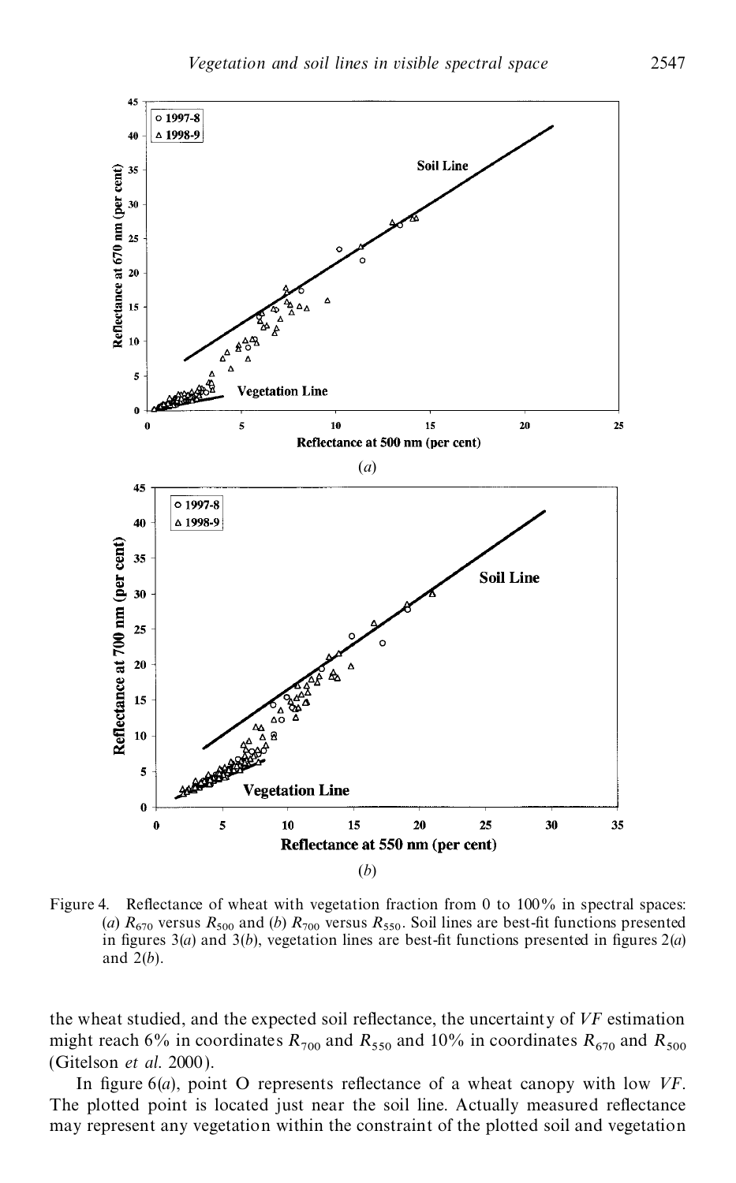Figure 4. Reflectance of wheat with vegetation fraction from 0 to 100% in spectral spaces: (*a*) $R_{670}$ versus $R_{500}$ and (*b*) $R_{700}$ versus $R_{550}$. Soil lines are best-fit functions presented in figures 3(*a*) and 3(*b*), vegetation lines are best-fit functions presented in figures 2(*a*) and 2(*b*).

the wheat studied, and the expected soil reflectance, the uncertainty of *VF* estimation might reach 6% in coordinates $R_{700}$ and $R_{550}$ and 10% in coordinates $R_{670}$ and $R_{500}$ (Gitelson *et al.* 2000).

In figure 6(*a*), point O represents reflectance of a wheat canopy with low *VF*. The plotted point is located just near the soil line. Actually measured reflectance may represent any vegetation within the constraint of the plotted soil and vegetation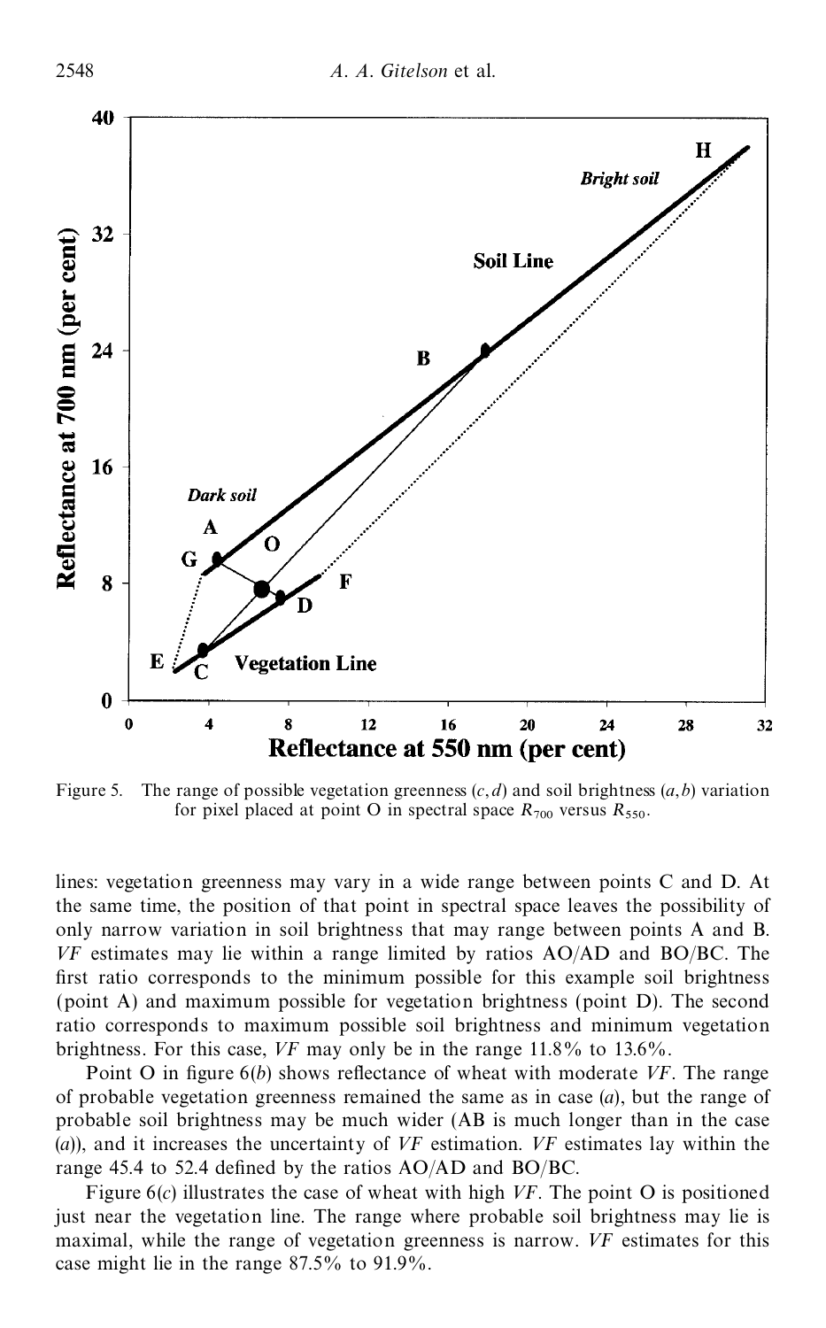Figure 5. The range of possible vegetation greenness ($c, d$) and soil brightness ($a, b$) variation for pixel placed at point O in spectral space $R_{700}$ versus $R_{550}$.

lines: vegetation greenness may vary in a wide range between points C and D. At the same time, the position of that point in spectral space leaves the possibility of only narrow variation in soil brightness that may range between points A and B. *VF* estimates may lie within a range limited by ratios AO/AD and BO/BC. The first ratio corresponds to the minimum possible for this example soil brightness (point A) and maximum possible for vegetation brightness (point D). The second ratio corresponds to maximum possible soil brightness and minimum vegetation brightness. For this case, *VF* may only be in the range 11.8% to 13.6%.

Point O in figure 6(*b*) shows reflectance of wheat with moderate *VF*. The range of probable vegetation greenness remained the same as in case (*a*), but the range of probable soil brightness may be much wider (AB is much longer than in the case (*a*)), and it increases the uncertainty of *VF* estimation. *VF* estimates lay within the range 45.4 to 52.4 defined by the ratios AO/AD and BO/BC.

Figure 6(*c*) illustrates the case of wheat with high *VF*. The point O is positioned just near the vegetation line. The range where probable soil brightness may lie is maximal, while the range of vegetation greenness is narrow. *VF* estimates for this case might lie in the range 87.5% to 91.9%.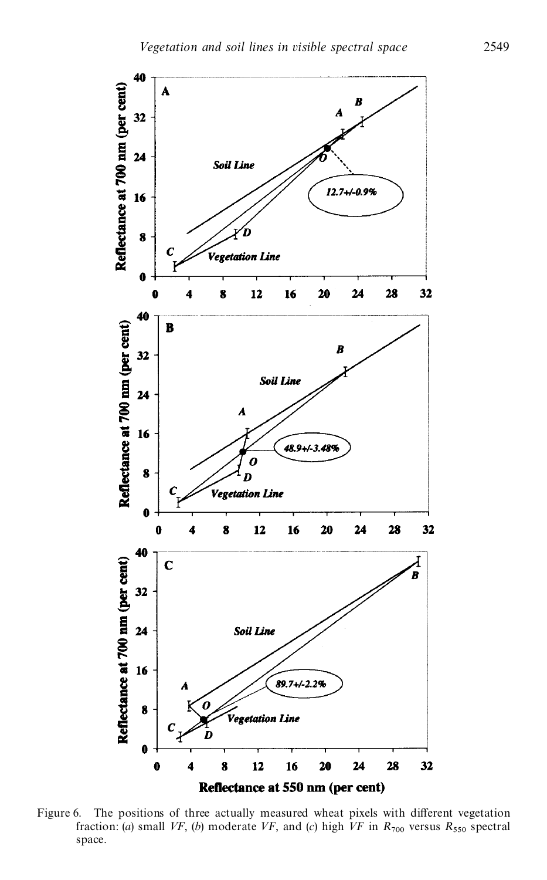Figure 6. The positions of three actually measured wheat pixels with different vegetation fraction: (*a*) small *VF*, (*b*) moderate *VF*, and (*c*) high *VF* in $R_{700}$ versus $R_{550}$ spectral space.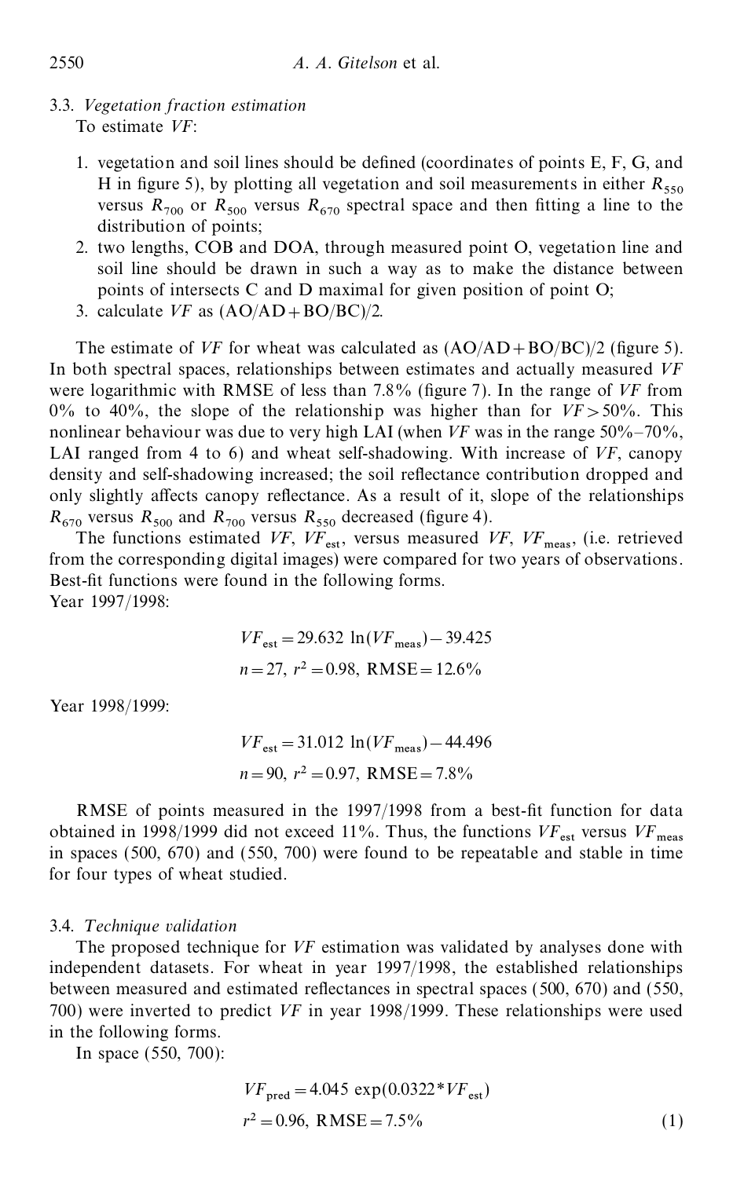### 3.3. *Vegetation fraction estimation*

To estimate *VF*:

1. vegetation and soil lines should be defined (coordinates of points E, F, G, and H in figure 5), by plotting all vegetation and soil measurements in either $R_{550}$ versus $R_{700}$ or $R_{500}$ versus $R_{670}$ spectral space and then fitting a line to the distribution of points;
2. two lengths, COB and DOA, through measured point O, vegetation line and soil line should be drawn in such a way as to make the distance between points of intersects C and D maximal for given position of point O;
3. calculate *VF* as (AO/AD+BO/BC)/2.

The estimate of *VF* for wheat was calculated as (AO/AD+BO/BC)/2 (figure 5). In both spectral spaces, relationships between estimates and actually measured *VF* were logarithmic with RMSE of less than 7.8% (figure 7). In the range of *VF* from 0% to 40%, the slope of the relationship was higher than for $VF > 50\%$. This nonlinear behaviour was due to very high LAI (when *VF* was in the range 50%–70%, LAI ranged from 4 to 6) and wheat self-shadowing. With increase of *VF*, canopy density and self-shadowing increased; the soil reflectance contribution dropped and only slightly affects canopy reflectance. As a result of it, slope of the relationships $R_{670}$ versus $R_{500}$ and $R_{700}$ versus $R_{550}$ decreased (figure 4).

The functions estimated *VF*, $VF_{est}$, versus measured *VF*, $VF_{meas}$, (i.e. retrieved from the corresponding digital images) were compared for two years of observations. Best-fit functions were found in the following forms.

Year 1997/1998:

$$VF_{est} = 29.632 \ln(VF_{meas}) - 39.425$$
$$n = 27,\ r^2 = 0.98,\ \mathrm{RMSE} = 12.6\%$$

Year 1998/1999:

$$VF_{est} = 31.012 \ln(VF_{meas}) - 44.496$$
$$n = 90,\ r^2 = 0.97,\ \mathrm{RMSE} = 7.8\%$$

RMSE of points measured in the 1997/1998 from a best-fit function for data obtained in 1998/1999 did not exceed 11%. Thus, the functions $VF_{est}$ versus $VF_{meas}$ in spaces (500, 670) and (550, 700) were found to be repeatable and stable in time for four types of wheat studied.

### 3.4. *Technique validation*

The proposed technique for *VF* estimation was validated by analyses done with independent datasets. For wheat in year 1997/1998, the established relationships between measured and estimated reflectances in spectral spaces (500, 670) and (550, 700) were inverted to predict *VF* in year 1998/1999. These relationships were used in the following forms.

In space (550, 700):

$$VF_{pred} = 4.045 \exp(0.0322 * VF_{est})$$
$$r^2 = 0.96,\ \mathrm{RMSE} = 7.5\% \qquad (1)$$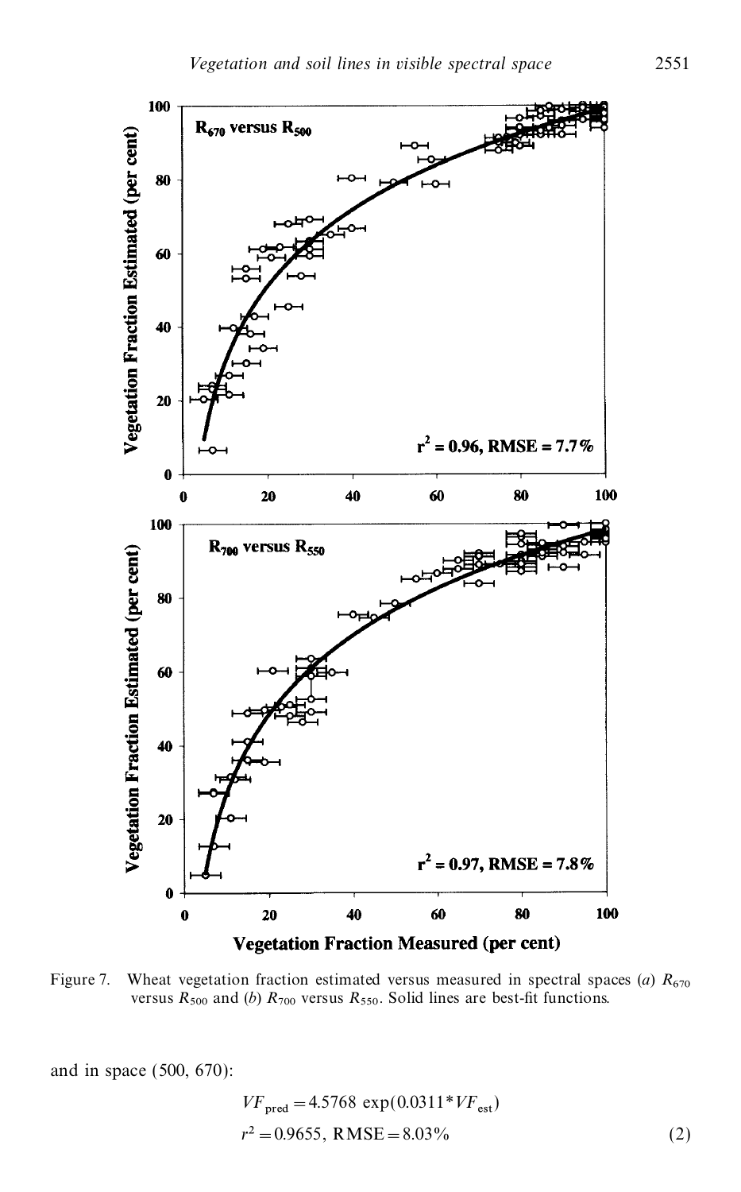Figure 7. Wheat vegetation fraction estimated versus measured in spectral spaces (*a*) $R_{670}$ versus $R_{500}$ and (*b*) $R_{700}$ versus $R_{550}$. Solid lines are best-fit functions.

and in space (500, 670):

$$VF_{\text{pred}} = 4.5768 \exp(0.0311 * VF_{\text{est}})$$

$$r^2 = 0.9655, \text{ RMSE} = 8.03\% \tag{2}$$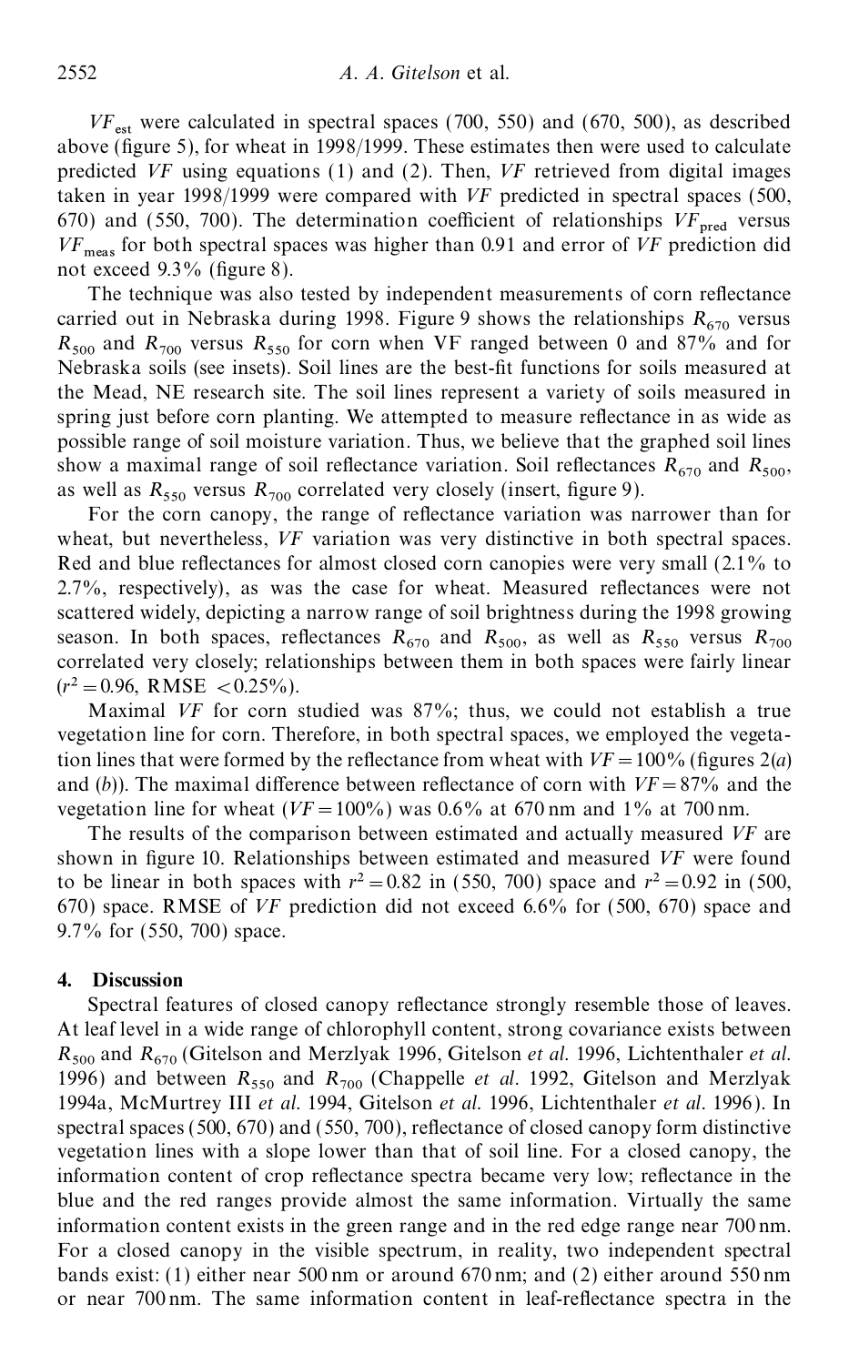$VF_{est}$ were calculated in spectral spaces (700, 550) and (670, 500), as described above (figure 5), for wheat in 1998/1999. These estimates then were used to calculate predicted $VF$ using equations (1) and (2). Then, $VF$ retrieved from digital images taken in year 1998/1999 were compared with $VF$ predicted in spectral spaces (500, 670) and (550, 700). The determination coefficient of relationships $VF_{pred}$ versus $VF_{meas}$ for both spectral spaces was higher than 0.91 and error of $VF$ prediction did not exceed 9.3% (figure 8).

The technique was also tested by independent measurements of corn reflectance carried out in Nebraska during 1998. Figure 9 shows the relationships $R_{670}$ versus $R_{500}$ and $R_{700}$ versus $R_{550}$ for corn when VF ranged between 0 and 87% and for Nebraska soils (see insets). Soil lines are the best-fit functions for soils measured at the Mead, NE research site. The soil lines represent a variety of soils measured in spring just before corn planting. We attempted to measure reflectance in as wide as possible range of soil moisture variation. Thus, we believe that the graphed soil lines show a maximal range of soil reflectance variation. Soil reflectances $R_{670}$ and $R_{500}$, as well as $R_{550}$ versus $R_{700}$ correlated very closely (insert, figure 9).

For the corn canopy, the range of reflectance variation was narrower than for wheat, but nevertheless, $VF$ variation was very distinctive in both spectral spaces. Red and blue reflectances for almost closed corn canopies were very small (2.1% to 2.7%, respectively), as was the case for wheat. Measured reflectances were not scattered widely, depicting a narrow range of soil brightness during the 1998 growing season. In both spaces, reflectances $R_{670}$ and $R_{500}$, as well as $R_{550}$ versus $R_{700}$ correlated very closely; relationships between them in both spaces were fairly linear ($r^2 = 0.96$, RMSE $< 0.25\%$).

Maximal $VF$ for corn studied was 87%; thus, we could not establish a true vegetation line for corn. Therefore, in both spectral spaces, we employed the vegetation lines that were formed by the reflectance from wheat with $VF = 100\%$ (figures 2(*a*) and (*b*)). The maximal difference between reflectance of corn with $VF = 87\%$ and the vegetation line for wheat ($VF = 100\%$) was 0.6% at 670 nm and 1% at 700 nm.

The results of the comparison between estimated and actually measured $VF$ are shown in figure 10. Relationships between estimated and measured $VF$ were found to be linear in both spaces with $r^2 = 0.82$ in (550, 700) space and $r^2 = 0.92$ in (500, 670) space. RMSE of $VF$ prediction did not exceed 6.6% for (500, 670) space and 9.7% for (550, 700) space.

## 4. Discussion

Spectral features of closed canopy reflectance strongly resemble those of leaves. At leaf level in a wide range of chlorophyll content, strong covariance exists between $R_{500}$ and $R_{670}$ (Gitelson and Merzlyak 1996, Gitelson *et al.* 1996, Lichtenthaler *et al.* 1996) and between $R_{550}$ and $R_{700}$ (Chappelle *et al.* 1992, Gitelson and Merzlyak 1994a, McMurtrey III *et al.* 1994, Gitelson *et al.* 1996, Lichtenthaler *et al.* 1996). In spectral spaces (500, 670) and (550, 700), reflectance of closed canopy form distinctive vegetation lines with a slope lower than that of soil line. For a closed canopy, the information content of crop reflectance spectra became very low; reflectance in the blue and the red ranges provide almost the same information. Virtually the same information content exists in the green range and in the red edge range near 700 nm. For a closed canopy in the visible spectrum, in reality, two independent spectral bands exist: (1) either near 500 nm or around 670 nm; and (2) either around 550 nm or near 700 nm. The same information content in leaf-reflectance spectra in the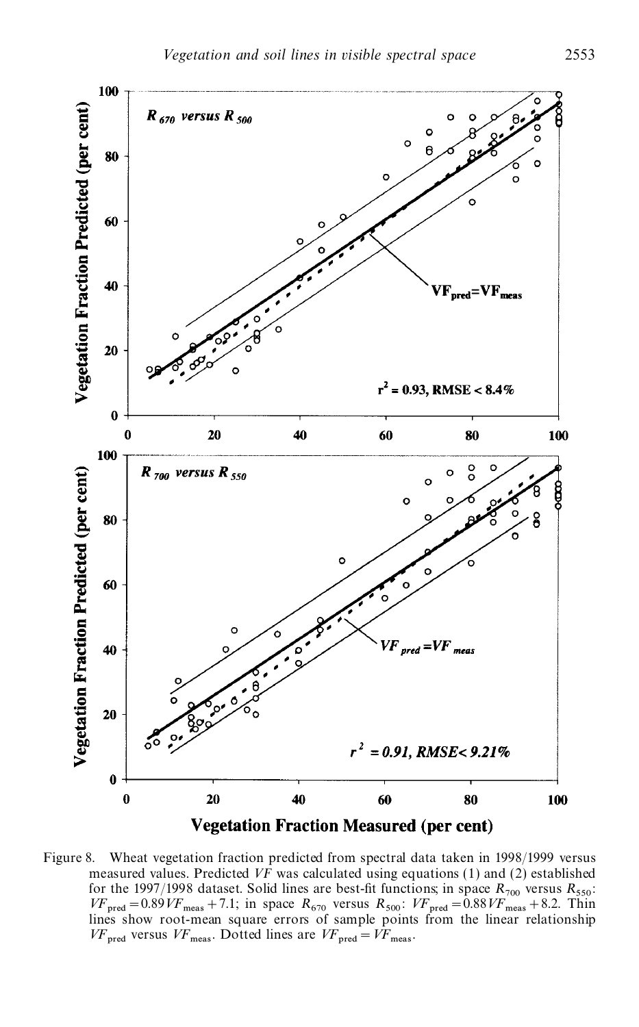Figure 8. Wheat vegetation fraction predicted from spectral data taken in 1998/1999 versus measured values. Predicted $VF$ was calculated using equations (1) and (2) established for the 1997/1998 dataset. Solid lines are best-fit functions; in space $R_{700}$ versus $R_{550}$: $VF_{pred} = 0.89 VF_{meas} + 7.1$; in space $R_{670}$ versus $R_{500}$: $VF_{pred} = 0.88 VF_{meas} + 8.2$. Thin lines show root-mean square errors of sample points from the linear relationship $VF_{pred}$ versus $VF_{meas}$. Dotted lines are $VF_{pred} = VF_{meas}$.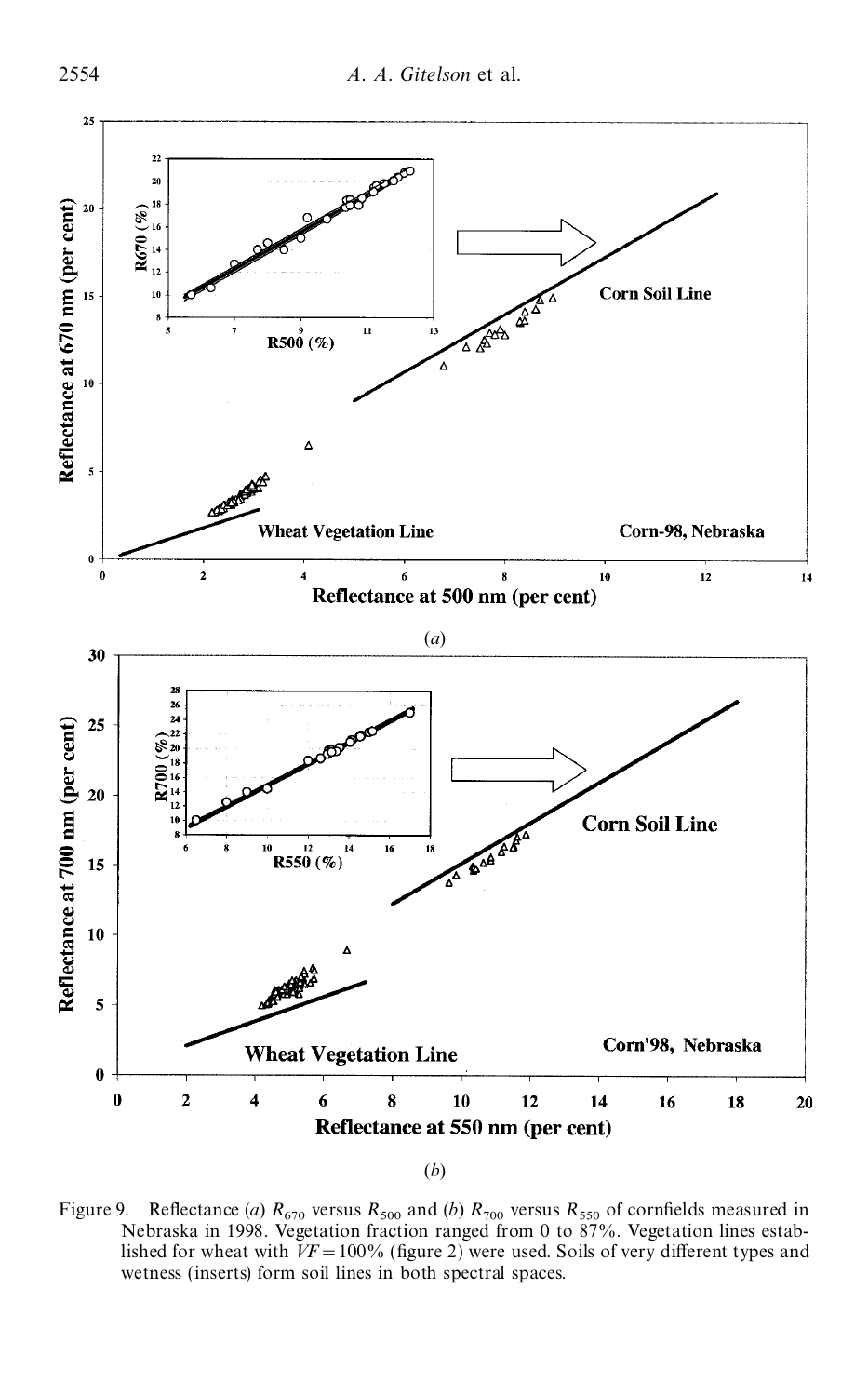(*a*)

(*b*)

Figure 9. Reflectance (*a*) $R_{670}$ versus $R_{500}$ and (*b*) $R_{700}$ versus $R_{550}$ of cornfields measured in Nebraska in 1998. Vegetation fraction ranged from 0 to 87%. Vegetation lines established for wheat with $VF = 100\%$ (figure 2) were used. Soils of very different types and wetness (inserts) form soil lines in both spectral spaces.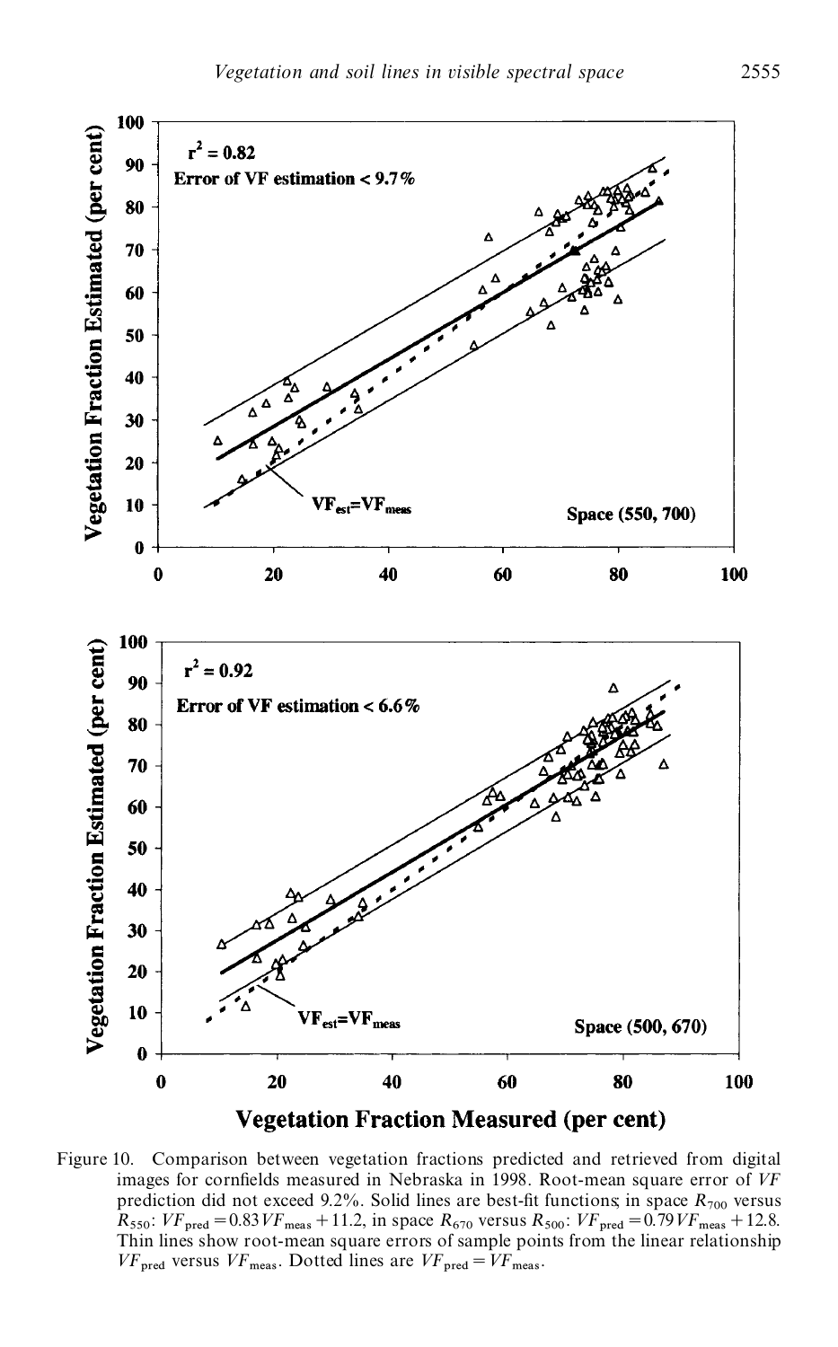Figure 10. Comparison between vegetation fractions predicted and retrieved from digital images for cornfields measured in Nebraska in 1998. Root-mean square error of $VF$ prediction did not exceed 9.2%. Solid lines are best-fit functions; in space $R_{700}$ versus $R_{550}$: $VF_{pred} = 0.83 VF_{meas} + 11.2$, in space $R_{670}$ versus $R_{500}$: $VF_{pred} = 0.79 VF_{meas} + 12.8$. Thin lines show root-mean square errors of sample points from the linear relationship $VF_{pred}$ versus $VF_{meas}$. Dotted lines are $VF_{pred} = VF_{meas}$.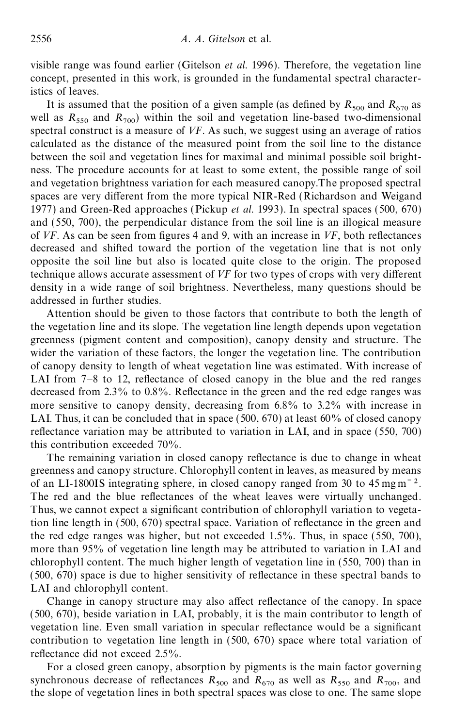visible range was found earlier (Gitelson *et al.* 1996). Therefore, the vegetation line concept, presented in this work, is grounded in the fundamental spectral characteristics of leaves.

It is assumed that the position of a given sample (as defined by $R_{500}$ and $R_{670}$ as well as $R_{550}$ and $R_{700}$) within the soil and vegetation line-based two-dimensional spectral construct is a measure of *VF*. As such, we suggest using an average of ratios calculated as the distance of the measured point from the soil line to the distance between the soil and vegetation lines for maximal and minimal possible soil brightness. The procedure accounts for at least to some extent, the possible range of soil and vegetation brightness variation for each measured canopy.The proposed spectral spaces are very different from the more typical NIR-Red (Richardson and Weigand 1977) and Green-Red approaches (Pickup *et al.* 1993). In spectral spaces (500, 670) and (550, 700), the perpendicular distance from the soil line is an illogical measure of *VF*. As can be seen from figures 4 and 9, with an increase in *VF*, both reflectances decreased and shifted toward the portion of the vegetation line that is not only opposite the soil line but also is located quite close to the origin. The proposed technique allows accurate assessment of *VF* for two types of crops with very different density in a wide range of soil brightness. Nevertheless, many questions should be addressed in further studies.

Attention should be given to those factors that contribute to both the length of the vegetation line and its slope. The vegetation line length depends upon vegetation greenness (pigment content and composition), canopy density and structure. The wider the variation of these factors, the longer the vegetation line. The contribution of canopy density to length of wheat vegetation line was estimated. With increase of LAI from 7–8 to 12, reflectance of closed canopy in the blue and the red ranges decreased from 2.3% to 0.8%. Reflectance in the green and the red edge ranges was more sensitive to canopy density, decreasing from 6.8% to 3.2% with increase in LAI. Thus, it can be concluded that in space (500, 670) at least 60% of closed canopy reflectance variation may be attributed to variation in LAI, and in space (550, 700) this contribution exceeded 70%.

The remaining variation in closed canopy reflectance is due to change in wheat greenness and canopy structure. Chlorophyll content in leaves, as measured by means of an LI-1800IS integrating sphere, in closed canopy ranged from 30 to 45 mg m$^{-2}$. The red and the blue reflectances of the wheat leaves were virtually unchanged. Thus, we cannot expect a significant contribution of chlorophyll variation to vegetation line length in (500, 670) spectral space. Variation of reflectance in the green and the red edge ranges was higher, but not exceeded 1.5%. Thus, in space (550, 700), more than 95% of vegetation line length may be attributed to variation in LAI and chlorophyll content. The much higher length of vegetation line in (550, 700) than in (500, 670) space is due to higher sensitivity of reflectance in these spectral bands to LAI and chlorophyll content.

Change in canopy structure may also affect reflectance of the canopy. In space (500, 670), beside variation in LAI, probably, it is the main contributor to length of vegetation line. Even small variation in specular reflectance would be a significant contribution to vegetation line length in (500, 670) space where total variation of reflectance did not exceed 2.5%.

For a closed green canopy, absorption by pigments is the main factor governing synchronous decrease of reflectances $R_{500}$ and $R_{670}$ as well as $R_{550}$ and $R_{700}$, and the slope of vegetation lines in both spectral spaces was close to one. The same slope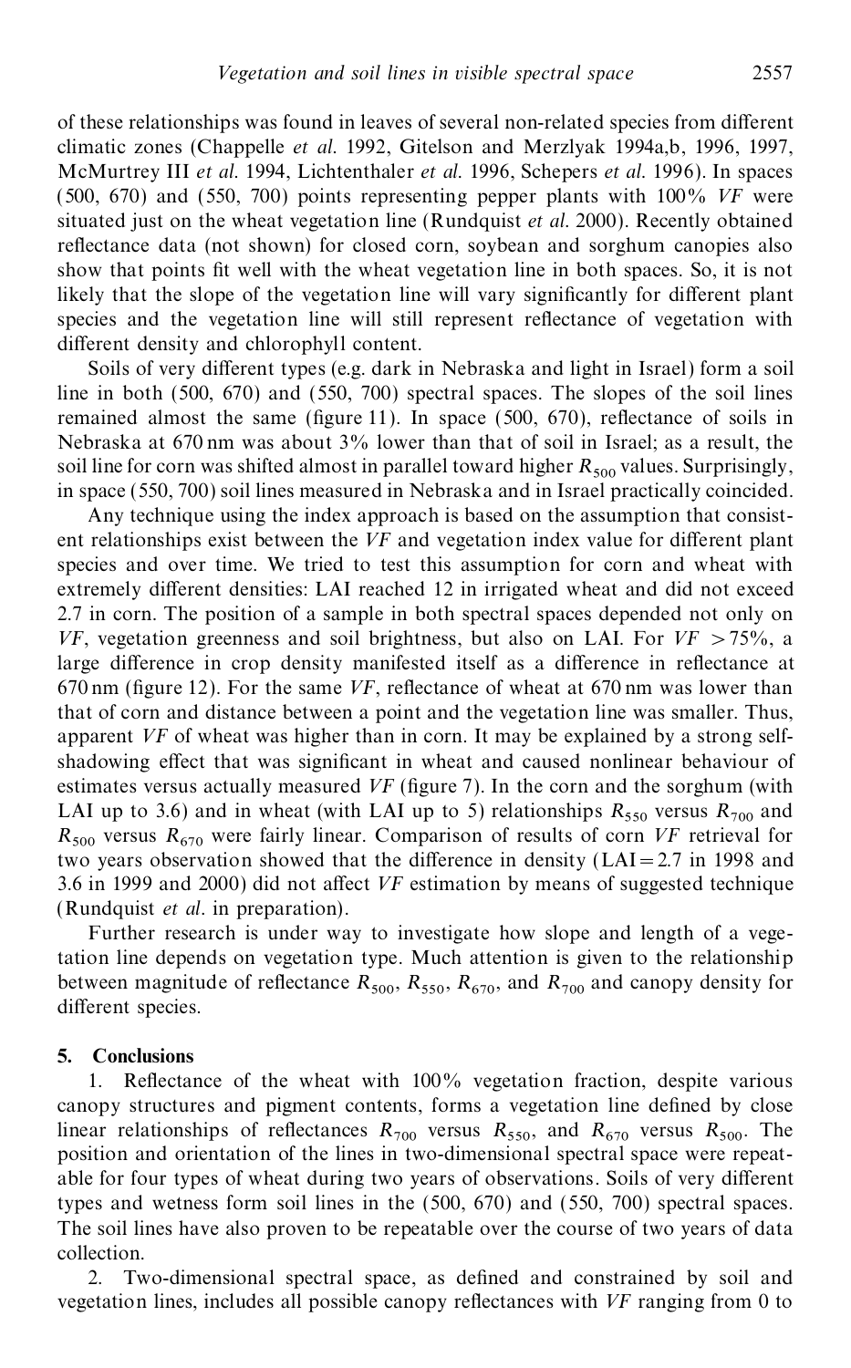of these relationships was found in leaves of several non-related species from different climatic zones (Chappelle *et al.* 1992, Gitelson and Merzlyak 1994a,b, 1996, 1997, McMurtrey III *et al.* 1994, Lichtenthaler *et al.* 1996, Schepers *et al.* 1996). In spaces (500, 670) and (550, 700) points representing pepper plants with 100% *VF* were situated just on the wheat vegetation line (Rundquist *et al.* 2000). Recently obtained reflectance data (not shown) for closed corn, soybean and sorghum canopies also show that points fit well with the wheat vegetation line in both spaces. So, it is not likely that the slope of the vegetation line will vary significantly for different plant species and the vegetation line will still represent reflectance of vegetation with different density and chlorophyll content.

Soils of very different types (e.g. dark in Nebraska and light in Israel) form a soil line in both (500, 670) and (550, 700) spectral spaces. The slopes of the soil lines remained almost the same (figure 11). In space (500, 670), reflectance of soils in Nebraska at 670 nm was about 3% lower than that of soil in Israel; as a result, the soil line for corn was shifted almost in parallel toward higher $R_{500}$ values. Surprisingly, in space (550, 700) soil lines measured in Nebraska and in Israel practically coincided.

Any technique using the index approach is based on the assumption that consistent relationships exist between the *VF* and vegetation index value for different plant species and over time. We tried to test this assumption for corn and wheat with extremely different densities: LAI reached 12 in irrigated wheat and did not exceed 2.7 in corn. The position of a sample in both spectral spaces depended not only on *VF*, vegetation greenness and soil brightness, but also on LAI. For $VF > 75\%$, a large difference in crop density manifested itself as a difference in reflectance at 670 nm (figure 12). For the same *VF*, reflectance of wheat at 670 nm was lower than that of corn and distance between a point and the vegetation line was smaller. Thus, apparent *VF* of wheat was higher than in corn. It may be explained by a strong self-shadowing effect that was significant in wheat and caused nonlinear behaviour of estimates versus actually measured *VF* (figure 7). In the corn and the sorghum (with LAI up to 3.6) and in wheat (with LAI up to 5) relationships $R_{550}$ versus $R_{700}$ and $R_{500}$ versus $R_{670}$ were fairly linear. Comparison of results of corn *VF* retrieval for two years observation showed that the difference in density ($LAI = 2.7$ in 1998 and 3.6 in 1999 and 2000) did not affect *VF* estimation by means of suggested technique (Rundquist *et al.* in preparation).

Further research is under way to investigate how slope and length of a vegetation line depends on vegetation type. Much attention is given to the relationship between magnitude of reflectance $R_{500}$, $R_{550}$, $R_{670}$, and $R_{700}$ and canopy density for different species.

## 5. Conclusions

1. Reflectance of the wheat with 100% vegetation fraction, despite various canopy structures and pigment contents, forms a vegetation line defined by close linear relationships of reflectances $R_{700}$ versus $R_{550}$, and $R_{670}$ versus $R_{500}$. The position and orientation of the lines in two-dimensional spectral space were repeatable for four types of wheat during two years of observations. Soils of very different types and wetness form soil lines in the (500, 670) and (550, 700) spectral spaces. The soil lines have also proven to be repeatable over the course of two years of data collection.

2. Two-dimensional spectral space, as defined and constrained by soil and vegetation lines, includes all possible canopy reflectances with *VF* ranging from 0 to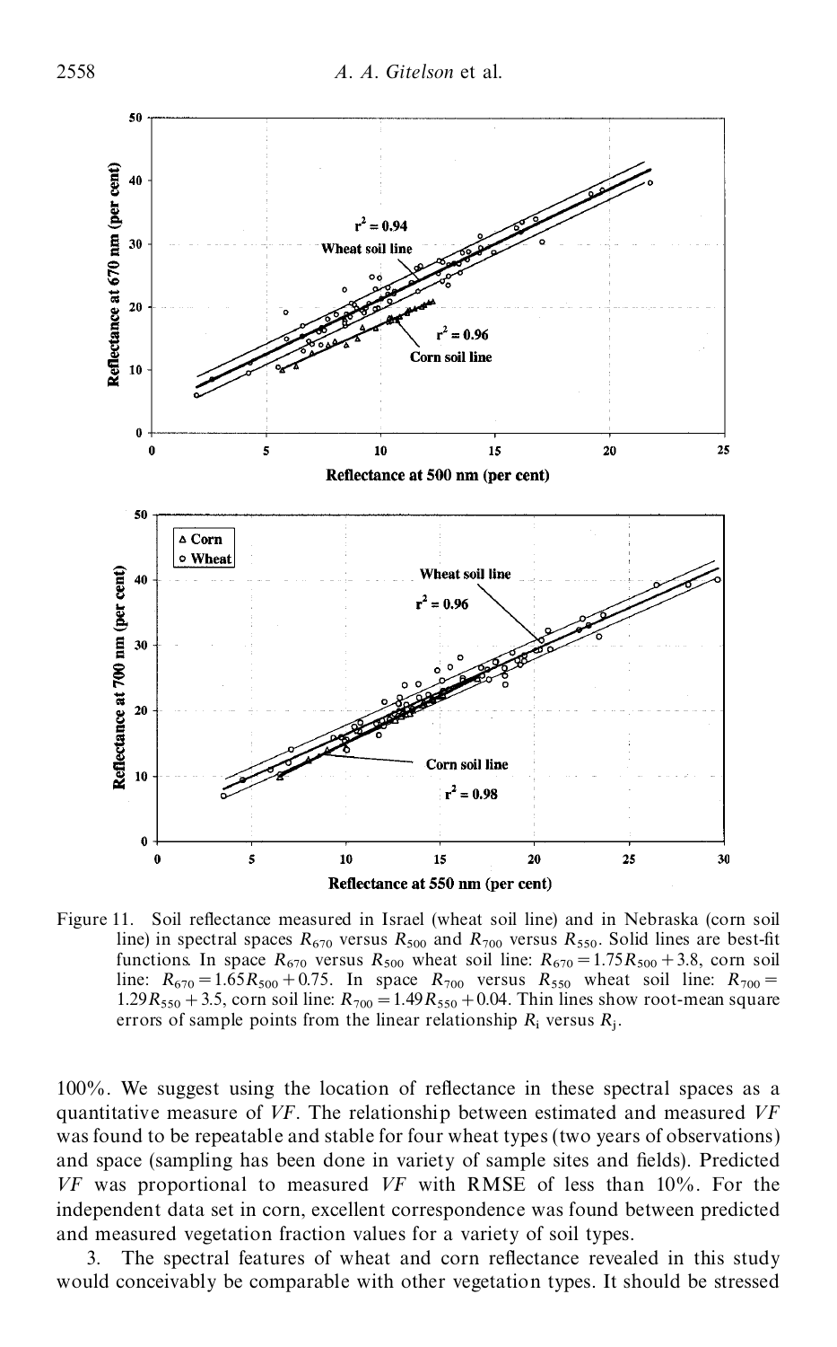Figure 11. Soil reflectance measured in Israel (wheat soil line) and in Nebraska (corn soil line) in spectral spaces $R_{670}$ versus $R_{500}$ and $R_{700}$ versus $R_{550}$. Solid lines are best-fit functions. In space $R_{670}$ versus $R_{500}$ wheat soil line: $R_{670}=1.75R_{500}+3.8$, corn soil line: $R_{670}=1.65R_{500}+0.75$. In space $R_{700}$ versus $R_{550}$ wheat soil line: $R_{700}=1.29R_{550}+3.5$, corn soil line: $R_{700}=1.49R_{550}+0.04$. Thin lines show root-mean square errors of sample points from the linear relationship $R_i$ versus $R_j$.

100%. We suggest using the location of reflectance in these spectral spaces as a quantitative measure of *VF*. The relationship between estimated and measured *VF* was found to be repeatable and stable for four wheat types (two years of observations) and space (sampling has been done in variety of sample sites and fields). Predicted *VF* was proportional to measured *VF* with RMSE of less than 10%. For the independent data set in corn, excellent correspondence was found between predicted and measured vegetation fraction values for a variety of soil types.

3. The spectral features of wheat and corn reflectance revealed in this study would conceivably be comparable with other vegetation types. It should be stressed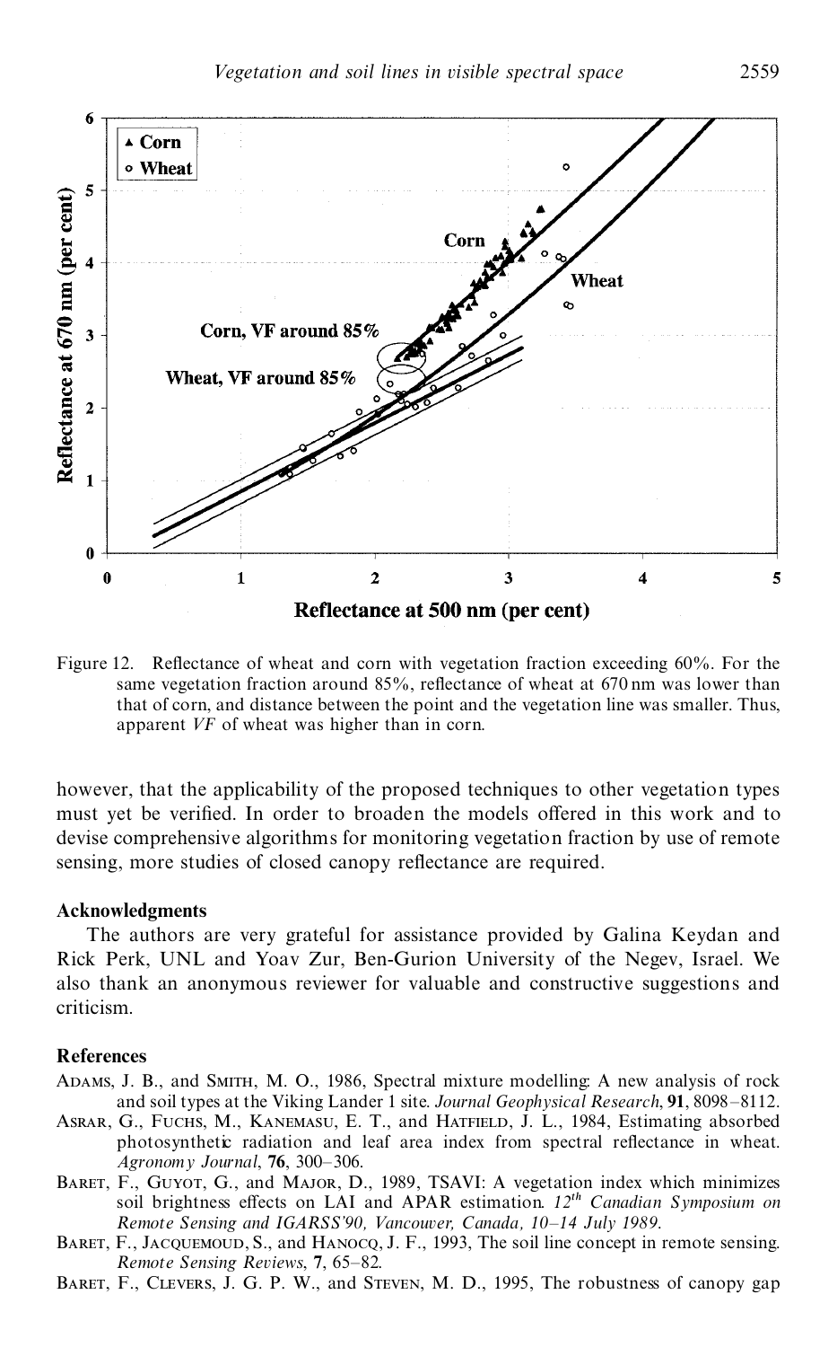Figure 12. Reflectance of wheat and corn with vegetation fraction exceeding 60%. For the same vegetation fraction around 85%, reflectance of wheat at 670 nm was lower than that of corn, and distance between the point and the vegetation line was smaller. Thus, apparent *VF* of wheat was higher than in corn.

however, that the applicability of the proposed techniques to other vegetation types must yet be verified. In order to broaden the models offered in this work and to devise comprehensive algorithms for monitoring vegetation fraction by use of remote sensing, more studies of closed canopy reflectance are required.

## Acknowledgments

The authors are very grateful for assistance provided by Galina Keydan and Rick Perk, UNL and Yoav Zur, Ben-Gurion University of the Negev, Israel. We also thank an anonymous reviewer for valuable and constructive suggestions and criticism.

## References

Adams, J. B., and Smith, M. O., 1986, Spectral mixture modelling: A new analysis of rock and soil types at the Viking Lander 1 site. *Journal Geophysical Research*, **91**, 8098–8112.

Asrar, G., Fuchs, M., Kanemasu, E. T., and Hatfield, J. L., 1984, Estimating absorbed photosynthetic radiation and leaf area index from spectral reflectance in wheat. *Agronomy Journal*, **76**, 300–306.

Baret, F., Guyot, G., and Major, D., 1989, TSAVI: A vegetation index which minimizes soil brightness effects on LAI and APAR estimation. *12th Canadian Symposium on Remote Sensing and IGARSS'90, Vancouver, Canada, 10–14 July 1989*.

Baret, F., Jacquemoud, S., and Hanocq, J. F., 1993, The soil line concept in remote sensing. *Remote Sensing Reviews*, **7**, 65–82.

Baret, F., Clevers, J. G. P. W., and Steven, M. D., 1995, The robustness of canopy gap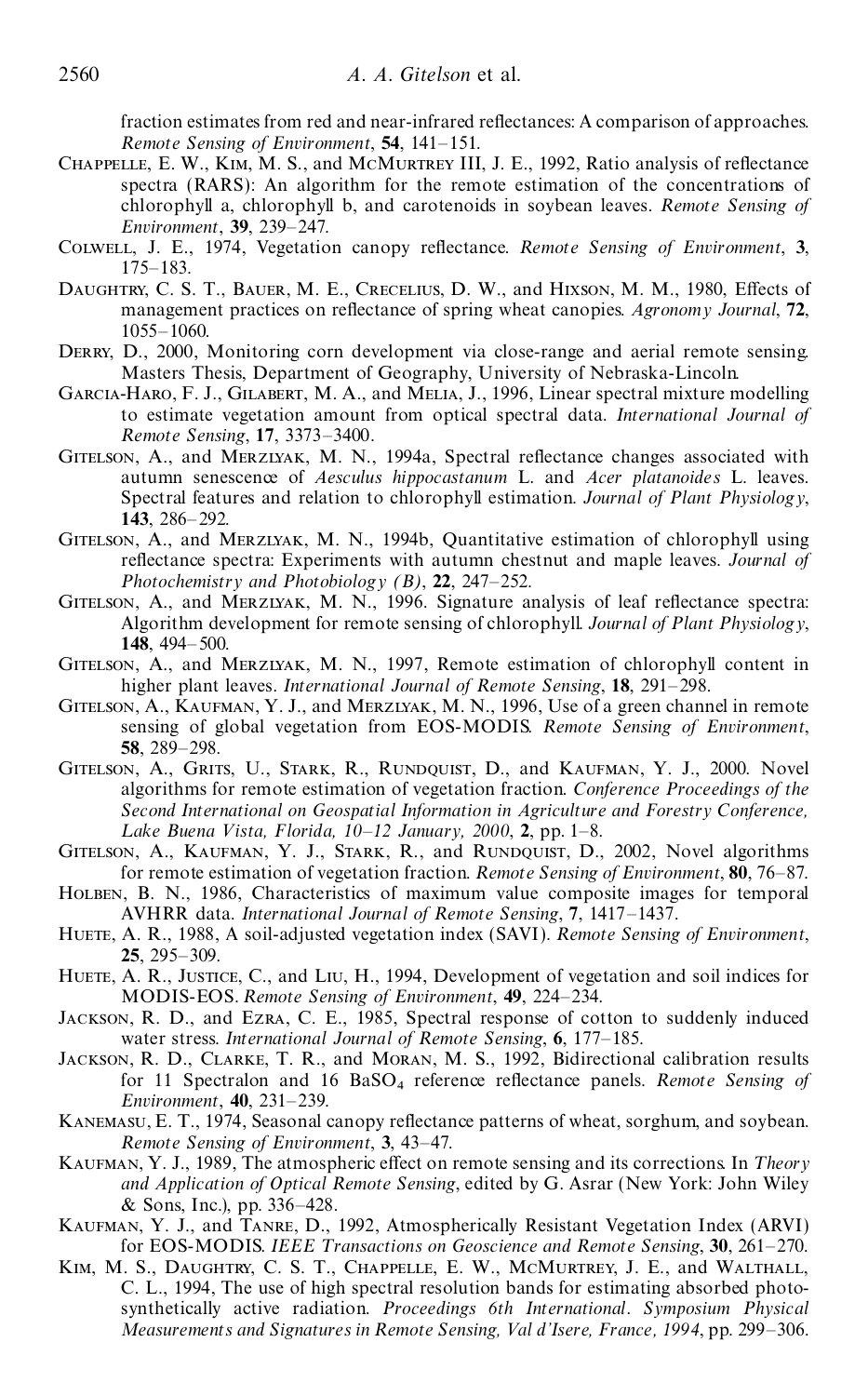fraction estimates from red and near-infrared reflectances: A comparison of approaches. *Remote Sensing of Environment*, **54**, 141–151.

Chappelle, E. W., Kim, M. S., and McMurtrey III, J. E., 1992, Ratio analysis of reflectance spectra (RARS): An algorithm for the remote estimation of the concentrations of chlorophyll a, chlorophyll b, and carotenoids in soybean leaves. *Remote Sensing of Environment*, **39**, 239–247.

Colwell, J. E., 1974, Vegetation canopy reflectance. *Remote Sensing of Environment*, **3**, 175–183.

Daughtry, C. S. T., Bauer, M. E., Crecelius, D. W., and Hixson, M. M., 1980, Effects of management practices on reflectance of spring wheat canopies. *Agronomy Journal*, **72**, 1055–1060.

Derry, D., 2000, Monitoring corn development via close-range and aerial remote sensing. Masters Thesis, Department of Geography, University of Nebraska-Lincoln.

Garcia-Haro, F. J., Gilabert, M. A., and Melia, J., 1996, Linear spectral mixture modelling to estimate vegetation amount from optical spectral data. *International Journal of Remote Sensing*, **17**, 3373–3400.

Gitelson, A., and Merzlyak, M. N., 1994a, Spectral reflectance changes associated with autumn senescence of *Aesculus hippocastanum* L. and *Acer platanoides* L. leaves. Spectral features and relation to chlorophyll estimation. *Journal of Plant Physiology*, **143**, 286–292.

Gitelson, A., and Merzlyak, M. N., 1994b, Quantitative estimation of chlorophyll using reflectance spectra: Experiments with autumn chestnut and maple leaves. *Journal of Photochemistry and Photobiology (B)*, **22**, 247–252.

Gitelson, A., and Merzlyak, M. N., 1996. Signature analysis of leaf reflectance spectra: Algorithm development for remote sensing of chlorophyll. *Journal of Plant Physiology*, **148**, 494–500.

Gitelson, A., and Merzlyak, M. N., 1997, Remote estimation of chlorophyll content in higher plant leaves. *International Journal of Remote Sensing*, **18**, 291–298.

Gitelson, A., Kaufman, Y. J., and Merzlyak, M. N., 1996, Use of a green channel in remote sensing of global vegetation from EOS-MODIS. *Remote Sensing of Environment*, **58**, 289–298.

Gitelson, A., Grits, U., Stark, R., Rundquist, D., and Kaufman, Y. J., 2000. Novel algorithms for remote estimation of vegetation fraction. *Conference Proceedings of the Second International on Geospatial Information in Agriculture and Forestry Conference, Lake Buena Vista, Florida, 10–12 January, 2000*, **2**, pp. 1–8.

Gitelson, A., Kaufman, Y. J., Stark, R., and Rundquist, D., 2002, Novel algorithms for remote estimation of vegetation fraction. *Remote Sensing of Environment*, **80**, 76–87.

Holben, B. N., 1986, Characteristics of maximum value composite images for temporal AVHRR data. *International Journal of Remote Sensing*, **7**, 1417–1437.

Huete, A. R., 1988, A soil-adjusted vegetation index (SAVI). *Remote Sensing of Environment*, **25**, 295–309.

Huete, A. R., Justice, C., and Liu, H., 1994, Development of vegetation and soil indices for MODIS-EOS. *Remote Sensing of Environment*, **49**, 224–234.

Jackson, R. D., and Ezra, C. E., 1985, Spectral response of cotton to suddenly induced water stress. *International Journal of Remote Sensing*, **6**, 177–185.

Jackson, R. D., Clarke, T. R., and Moran, M. S., 1992, Bidirectional calibration results for 11 Spectralon and 16 $BaSO_4$ reference reflectance panels. *Remote Sensing of Environment*, **40**, 231–239.

Kanemasu, E. T., 1974, Seasonal canopy reflectance patterns of wheat, sorghum, and soybean. *Remote Sensing of Environment*, **3**, 43–47.

Kaufman, Y. J., 1989, The atmospheric effect on remote sensing and its corrections. In *Theory and Application of Optical Remote Sensing*, edited by G. Asrar (New York: John Wiley & Sons, Inc.), pp. 336–428.

Kaufman, Y. J., and Tanre, D., 1992, Atmospherically Resistant Vegetation Index (ARVI) for EOS-MODIS. *IEEE Transactions on Geoscience and Remote Sensing*, **30**, 261–270.

Kim, M. S., Daughtry, C. S. T., Chappelle, E. W., McMurtrey, J. E., and Walthall, C. L., 1994, The use of high spectral resolution bands for estimating absorbed photosynthetically active radiation. *Proceedings 6th International. Symposium Physical Measurements and Signatures in Remote Sensing, Val d'Isere, France, 1994*, pp. 299–306.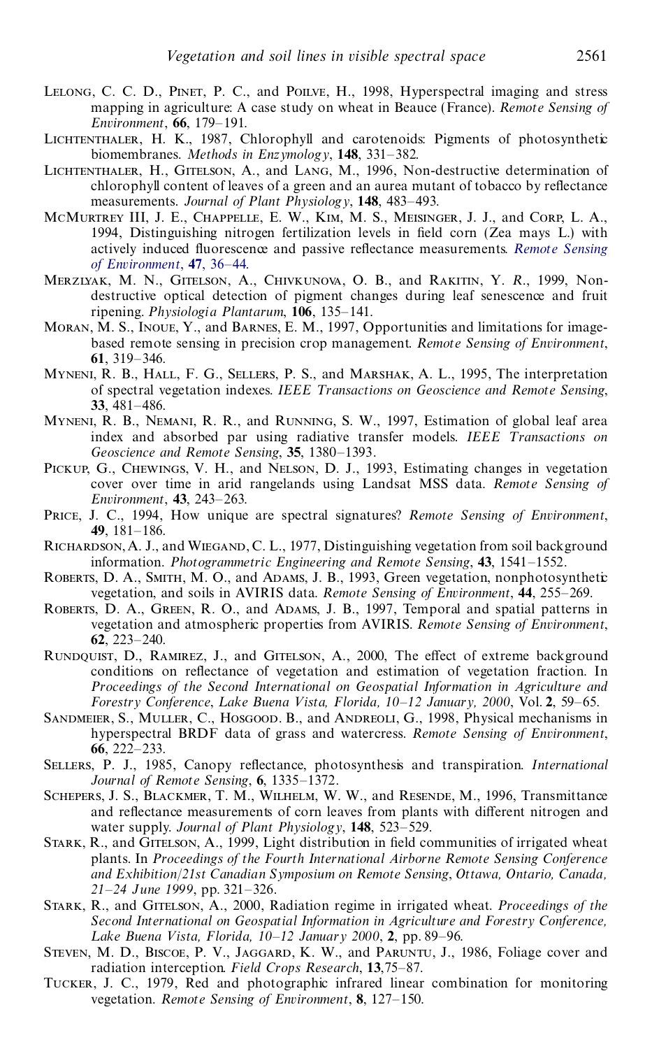Lelong, C. C. D., Pinet, P. C., and Poilve, H., 1998, Hyperspectral imaging and stress mapping in agriculture: A case study on wheat in Beauce (France). *Remote Sensing of Environment*, **66**, 179–191.

Lichtenthaler, H. K., 1987, Chlorophyll and carotenoids: Pigments of photosynthetic biomembranes. *Methods in Enzymology*, **148**, 331–382.

Lichtenthaler, H., Gitelson, A., and Lang, M., 1996, Non-destructive determination of chlorophyll content of leaves of a green and an aurea mutant of tobacco by reflectance measurements. *Journal of Plant Physiology*, **148**, 483–493.

McMurtrey III, J. E., Chappelle, E. W., Kim, M. S., Meisinger, J. J., and Corp, L. A., 1994, Distinguishing nitrogen fertilization levels in field corn (Zea mays L.) with actively induced fluorescence and passive reflectance measurements. *Remote Sensing of Environment*, **47**, 36–44.

Merzlyak, M. N., Gitelson, A., Chivkunova, O. B., and Rakitin, Y. R., 1999, Non-destructive optical detection of pigment changes during leaf senescence and fruit ripening. *Physiologia Plantarum*, **106**, 135–141.

Moran, M. S., Inoue, Y., and Barnes, E. M., 1997, Opportunities and limitations for image-based remote sensing in precision crop management. *Remote Sensing of Environment*, **61**, 319–346.

Myneni, R. B., Hall, F. G., Sellers, P. S., and Marshak, A. L., 1995, The interpretation of spectral vegetation indexes. *IEEE Transactions on Geoscience and Remote Sensing*, **33**, 481–486.

Myneni, R. B., Nemani, R. R., and Running, S. W., 1997, Estimation of global leaf area index and absorbed par using radiative transfer models. *IEEE Transactions on Geoscience and Remote Sensing*, **35**, 1380–1393.

Pickup, G., Chewings, V. H., and Nelson, D. J., 1993, Estimating changes in vegetation cover over time in arid rangelands using Landsat MSS data. *Remote Sensing of Environment*, **43**, 243–263.

Price, J. C., 1994, How unique are spectral signatures? *Remote Sensing of Environment*, **49**, 181–186.

Richardson, A. J., and Wiegand, C. L., 1977, Distinguishing vegetation from soil background information. *Photogrammetric Engineering and Remote Sensing*, **43**, 1541–1552.

Roberts, D. A., Smith, M. O., and Adams, J. B., 1993, Green vegetation, nonphotosynthetic vegetation, and soils in AVIRIS data. *Remote Sensing of Environment*, **44**, 255–269.

Roberts, D. A., Green, R. O., and Adams, J. B., 1997, Temporal and spatial patterns in vegetation and atmospheric properties from AVIRIS. *Remote Sensing of Environment*, **62**, 223–240.

Rundquist, D., Ramirez, J., and Gitelson, A., 2000, The effect of extreme background conditions on reflectance of vegetation and estimation of vegetation fraction. In *Proceedings of the Second International on Geospatial Information in Agriculture and Forestry Conference, Lake Buena Vista, Florida, 10–12 January, 2000*, Vol. **2**, 59–65.

Sandmeier, S., Muller, C., Hosgood. B., and Andreoli, G., 1998, Physical mechanisms in hyperspectral BRDF data of grass and watercress. *Remote Sensing of Environment*, **66**, 222–233.

Sellers, P. J., 1985, Canopy reflectance, photosynthesis and transpiration. *International Journal of Remote Sensing*, **6**, 1335–1372.

Schepers, J. S., Blackmer, T. M., Wilhelm, W. W., and Resende, M., 1996, Transmittance and reflectance measurements of corn leaves from plants with different nitrogen and water supply. *Journal of Plant Physiology*, **148**, 523–529.

Stark, R., and Gitelson, A., 1999, Light distribution in field communities of irrigated wheat plants. In *Proceedings of the Fourth International Airborne Remote Sensing Conference and Exhibition/21st Canadian Symposium on Remote Sensing, Ottawa, Ontario, Canada, 21–24 June 1999*, pp. 321–326.

Stark, R., and Gitelson, A., 2000, Radiation regime in irrigated wheat. *Proceedings of the Second International on Geospatial Information in Agriculture and Forestry Conference, Lake Buena Vista, Florida, 10–12 January 2000*, **2**, pp. 89–96.

Steven, M. D., Biscoe, P. V., Jaggard, K. W., and Paruntu, J., 1986, Foliage cover and radiation interception. *Field Crops Research*, **13**,75–87.

Tucker, J. C., 1979, Red and photographic infrared linear combination for monitoring vegetation. *Remote Sensing of Environment*, **8**, 127–150.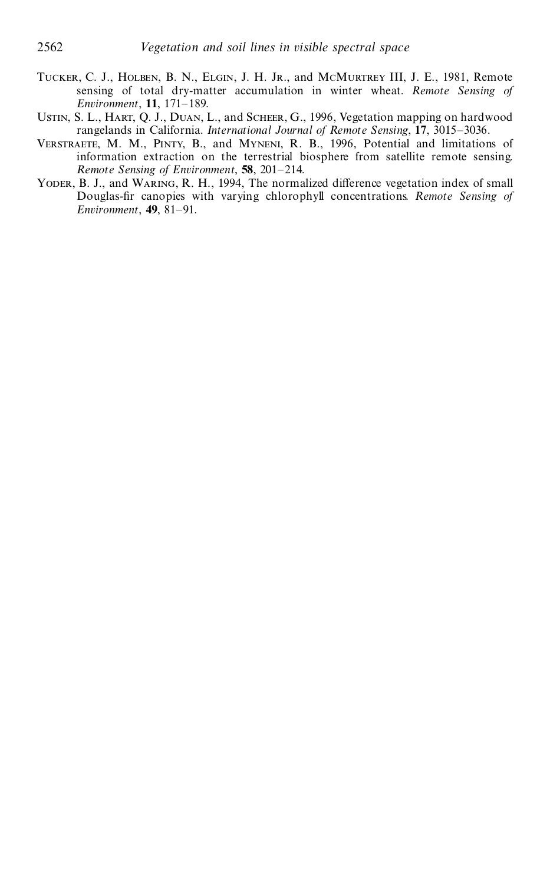Tucker, C. J., Holben, B. N., Elgin, J. H. Jr., and McMurtrey III, J. E., 1981, Remote sensing of total dry-matter accumulation in winter wheat. *Remote Sensing of Environment*, **11**, 171–189.

Ustin, S. L., Hart, Q. J., Duan, L., and Scheer, G., 1996, Vegetation mapping on hardwood rangelands in California. *International Journal of Remote Sensing*, **17**, 3015–3036.

Verstraete, M. M., Pinty, B., and Myneni, R. B., 1996, Potential and limitations of information extraction on the terrestrial biosphere from satellite remote sensing. *Remote Sensing of Environment*, **58**, 201–214.

Yoder, B. J., and Waring, R. H., 1994, The normalized difference vegetation index of small Douglas-fir canopies with varying chlorophyll concentrations. *Remote Sensing of Environment*, **49**, 81–91.